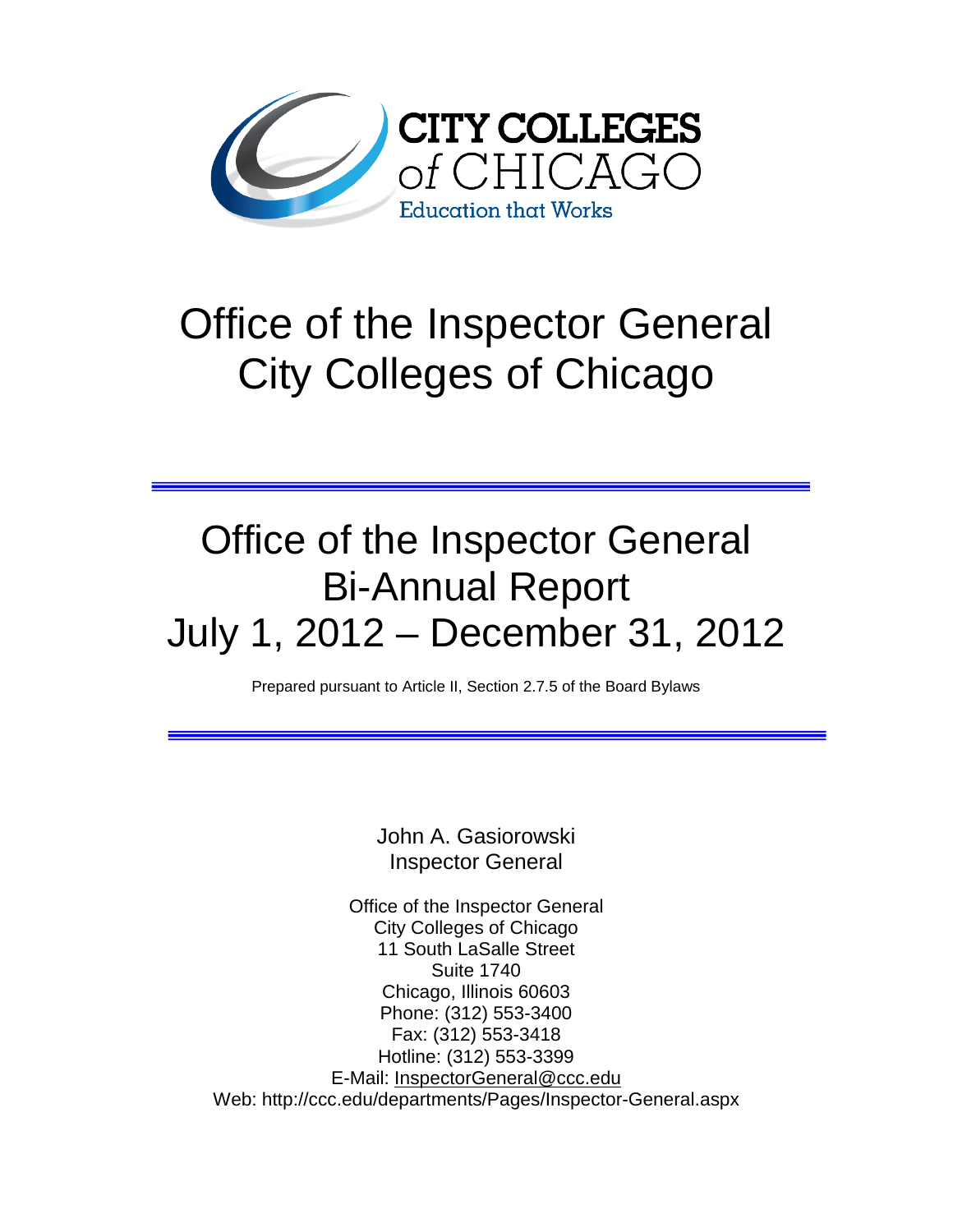CITY COLLEGES of CHICAGO

Education that Works

# Office of the Inspector General
# City Colleges of Chicago

---

# Office of the Inspector General
# Bi-Annual Report
# July 1, 2012 – December 31, 2012

Prepared pursuant to Article II, Section 2.7.5 of the Board Bylaws

---

John A. Gasiorowski
Inspector General

Office of the Inspector General
City Colleges of Chicago
11 South LaSalle Street
Suite 1740
Chicago, Illinois 60603
Phone: (312) 553-3400
Fax: (312) 553-3418
Hotline: (312) 553-3399
E-Mail: InspectorGeneral@ccc.edu
Web: http://ccc.edu/departments/Pages/Inspector-General.aspx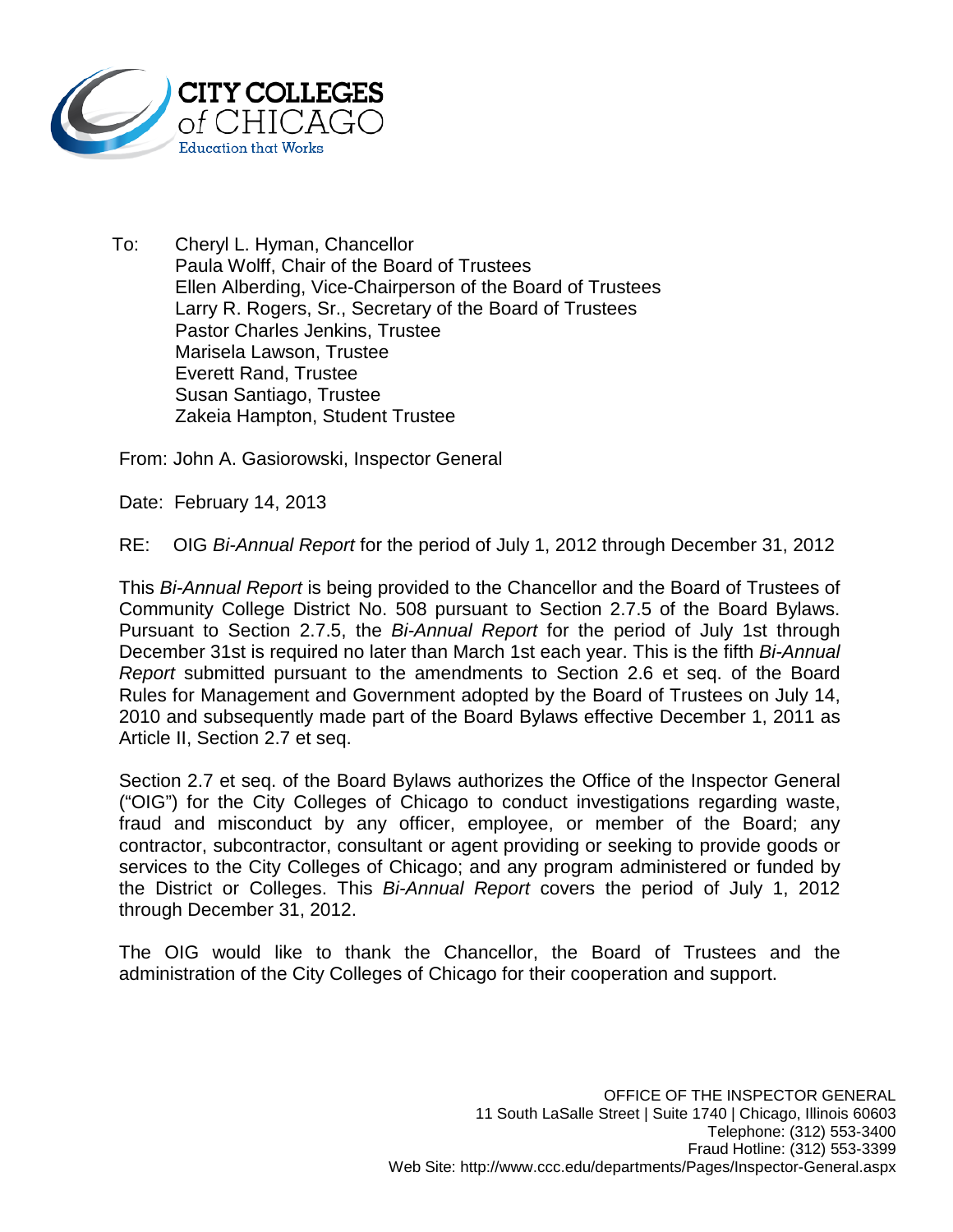**CITY COLLEGES**
**of CHICAGO**
Education that Works

To: Cheryl L. Hyman, Chancellor
Paula Wolff, Chair of the Board of Trustees
Ellen Alberding, Vice-Chairperson of the Board of Trustees
Larry R. Rogers, Sr., Secretary of the Board of Trustees
Pastor Charles Jenkins, Trustee
Marisela Lawson, Trustee
Everett Rand, Trustee
Susan Santiago, Trustee
Zakeia Hampton, Student Trustee

From: John A. Gasiorowski, Inspector General

Date: February 14, 2013

RE: OIG *Bi-Annual Report* for the period of July 1, 2012 through December 31, 2012

This *Bi-Annual Report* is being provided to the Chancellor and the Board of Trustees of Community College District No. 508 pursuant to Section 2.7.5 of the Board Bylaws. Pursuant to Section 2.7.5, the *Bi-Annual Report* for the period of July 1st through December 31st is required no later than March 1st each year. This is the fifth *Bi-Annual Report* submitted pursuant to the amendments to Section 2.6 et seq. of the Board Rules for Management and Government adopted by the Board of Trustees on July 14, 2010 and subsequently made part of the Board Bylaws effective December 1, 2011 as Article II, Section 2.7 et seq.

Section 2.7 et seq. of the Board Bylaws authorizes the Office of the Inspector General ("OIG") for the City Colleges of Chicago to conduct investigations regarding waste, fraud and misconduct by any officer, employee, or member of the Board; any contractor, subcontractor, consultant or agent providing or seeking to provide goods or services to the City Colleges of Chicago; and any program administered or funded by the District or Colleges. This *Bi-Annual Report* covers the period of July 1, 2012 through December 31, 2012.

The OIG would like to thank the Chancellor, the Board of Trustees and the administration of the City Colleges of Chicago for their cooperation and support.

OFFICE OF THE INSPECTOR GENERAL
11 South LaSalle Street | Suite 1740 | Chicago, Illinois 60603
Telephone: (312) 553-3400
Fraud Hotline: (312) 553-3399
Web Site: http://www.ccc.edu/departments/Pages/Inspector-General.aspx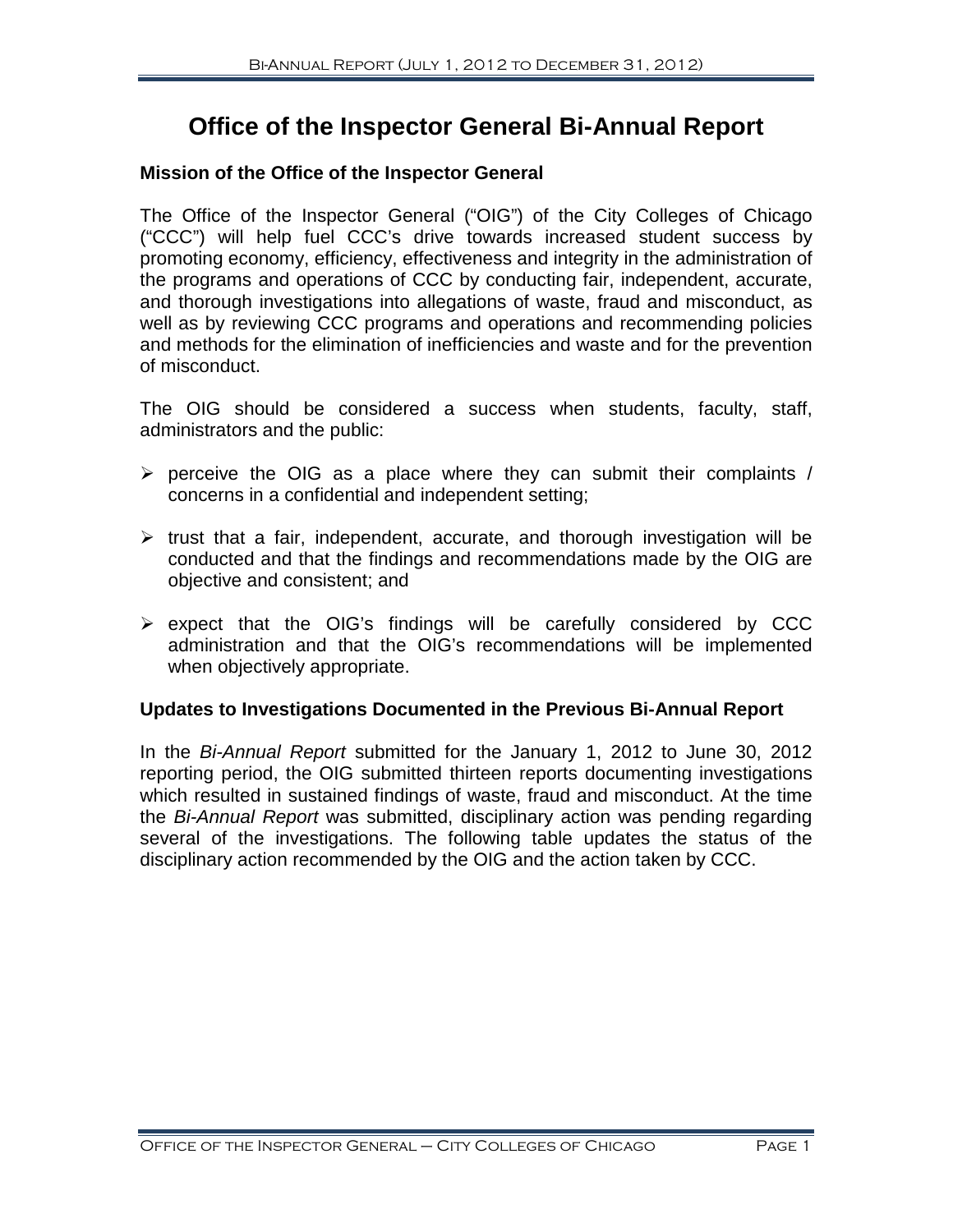# Office of the Inspector General Bi-Annual Report

### Mission of the Office of the Inspector General

The Office of the Inspector General ("OIG") of the City Colleges of Chicago ("CCC") will help fuel CCC's drive towards increased student success by promoting economy, efficiency, effectiveness and integrity in the administration of the programs and operations of CCC by conducting fair, independent, accurate, and thorough investigations into allegations of waste, fraud and misconduct, as well as by reviewing CCC programs and operations and recommending policies and methods for the elimination of inefficiencies and waste and for the prevention of misconduct.

The OIG should be considered a success when students, faculty, staff, administrators and the public:

- perceive the OIG as a place where they can submit their complaints / concerns in a confidential and independent setting;
- trust that a fair, independent, accurate, and thorough investigation will be conducted and that the findings and recommendations made by the OIG are objective and consistent; and
- expect that the OIG's findings will be carefully considered by CCC administration and that the OIG's recommendations will be implemented when objectively appropriate.

### Updates to Investigations Documented in the Previous Bi-Annual Report

In the *Bi-Annual Report* submitted for the January 1, 2012 to June 30, 2012 reporting period, the OIG submitted thirteen reports documenting investigations which resulted in sustained findings of waste, fraud and misconduct. At the time the *Bi-Annual Report* was submitted, disciplinary action was pending regarding several of the investigations. The following table updates the status of the disciplinary action recommended by the OIG and the action taken by CCC.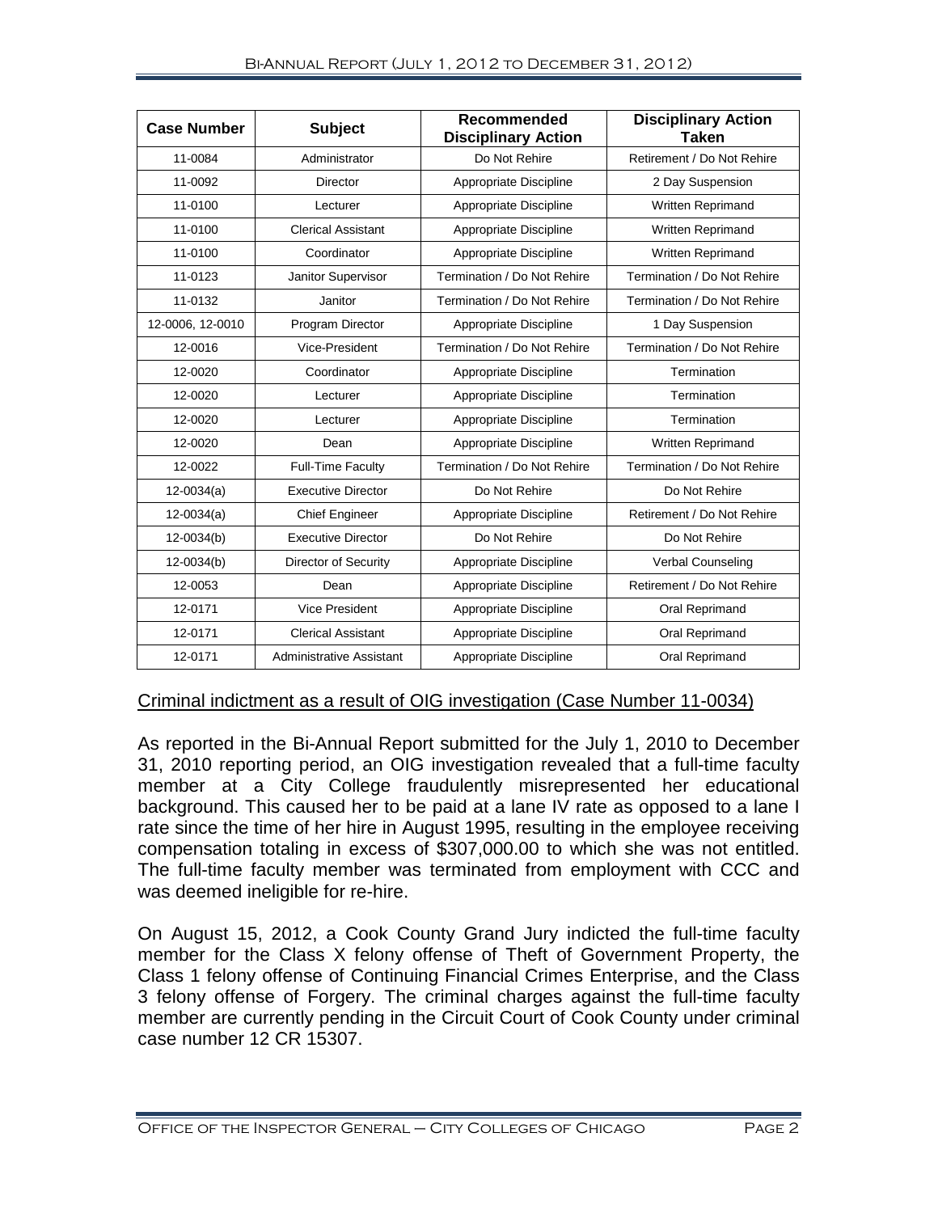| Case Number | Subject | Recommended Disciplinary Action | Disciplinary Action Taken |
|---|---|---|---|
| 11-0084 | Administrator | Do Not Rehire | Retirement / Do Not Rehire |
| 11-0092 | Director | Appropriate Discipline | 2 Day Suspension |
| 11-0100 | Lecturer | Appropriate Discipline | Written Reprimand |
| 11-0100 | Clerical Assistant | Appropriate Discipline | Written Reprimand |
| 11-0100 | Coordinator | Appropriate Discipline | Written Reprimand |
| 11-0123 | Janitor Supervisor | Termination / Do Not Rehire | Termination / Do Not Rehire |
| 11-0132 | Janitor | Termination / Do Not Rehire | Termination / Do Not Rehire |
| 12-0006, 12-0010 | Program Director | Appropriate Discipline | 1 Day Suspension |
| 12-0016 | Vice-President | Termination / Do Not Rehire | Termination / Do Not Rehire |
| 12-0020 | Coordinator | Appropriate Discipline | Termination |
| 12-0020 | Lecturer | Appropriate Discipline | Termination |
| 12-0020 | Lecturer | Appropriate Discipline | Termination |
| 12-0020 | Dean | Appropriate Discipline | Written Reprimand |
| 12-0022 | Full-Time Faculty | Termination / Do Not Rehire | Termination / Do Not Rehire |
| 12-0034(a) | Executive Director | Do Not Rehire | Do Not Rehire |
| 12-0034(a) | Chief Engineer | Appropriate Discipline | Retirement / Do Not Rehire |
| 12-0034(b) | Executive Director | Do Not Rehire | Do Not Rehire |
| 12-0034(b) | Director of Security | Appropriate Discipline | Verbal Counseling |
| 12-0053 | Dean | Appropriate Discipline | Retirement / Do Not Rehire |
| 12-0171 | Vice President | Appropriate Discipline | Oral Reprimand |
| 12-0171 | Clerical Assistant | Appropriate Discipline | Oral Reprimand |
| 12-0171 | Administrative Assistant | Appropriate Discipline | Oral Reprimand |

<u>Criminal indictment as a result of OIG investigation (Case Number 11-0034)</u>

As reported in the Bi-Annual Report submitted for the July 1, 2010 to December 31, 2010 reporting period, an OIG investigation revealed that a full-time faculty member at a City College fraudulently misrepresented her educational background. This caused her to be paid at a lane IV rate as opposed to a lane I rate since the time of her hire in August 1995, resulting in the employee receiving compensation totaling in excess of $307,000.00 to which she was not entitled. The full-time faculty member was terminated from employment with CCC and was deemed ineligible for re-hire.

On August 15, 2012, a Cook County Grand Jury indicted the full-time faculty member for the Class X felony offense of Theft of Government Property, the Class 1 felony offense of Continuing Financial Crimes Enterprise, and the Class 3 felony offense of Forgery. The criminal charges against the full-time faculty member are currently pending in the Circuit Court of Cook County under criminal case number 12 CR 15307.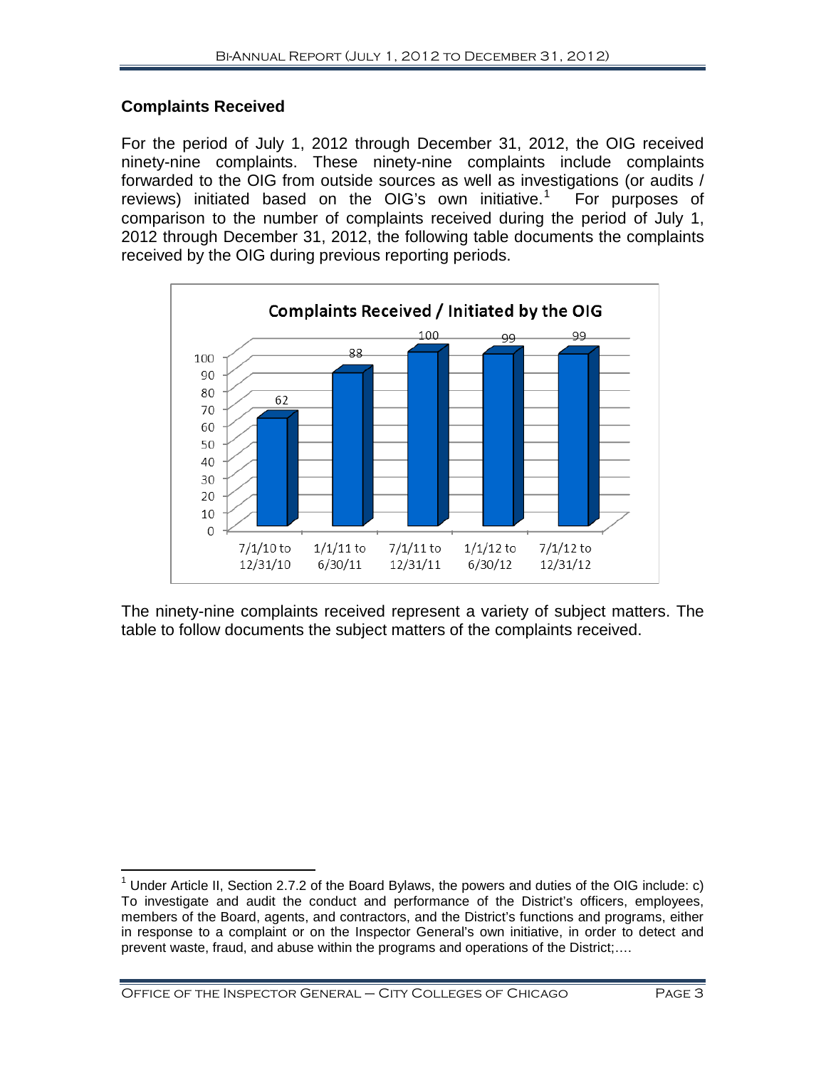## Complaints Received

For the period of July 1, 2012 through December 31, 2012, the OIG received ninety-nine complaints. These ninety-nine complaints include complaints forwarded to the OIG from outside sources as well as investigations (or audits / reviews) initiated based on the OIG's own initiative.[1] For purposes of comparison to the number of complaints received during the period of July 1, 2012 through December 31, 2012, the following table documents the complaints received by the OIG during previous reporting periods.

**Complaints Received / Initiated by the OIG**

| Period | Complaints |
|---|---|
| 7/1/10 to 12/31/10 | 62 |
| 1/1/11 to 6/30/11 | 88 |
| 7/1/11 to 12/31/11 | 100 |
| 1/1/12 to 6/30/12 | 99 |
| 7/1/12 to 12/31/12 | 99 |

The ninety-nine complaints received represent a variety of subject matters. The table to follow documents the subject matters of the complaints received.

---

[1] Under Article II, Section 2.7.2 of the Board Bylaws, the powers and duties of the OIG include: c) To investigate and audit the conduct and performance of the District's officers, employees, members of the Board, agents, and contractors, and the District's functions and programs, either in response to a complaint or on the Inspector General's own initiative, in order to detect and prevent waste, fraud, and abuse within the programs and operations of the District;....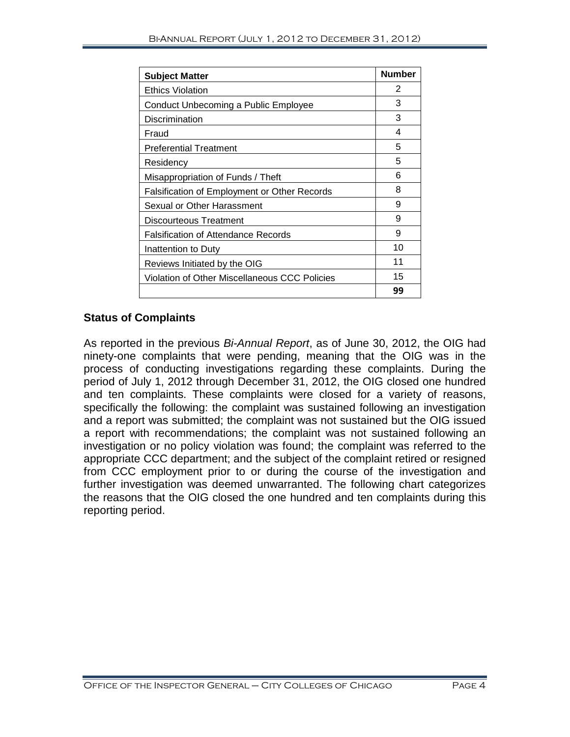| Subject Matter | Number |
|---|---|
| Ethics Violation | 2 |
| Conduct Unbecoming a Public Employee | 3 |
| Discrimination | 3 |
| Fraud | 4 |
| Preferential Treatment | 5 |
| Residency | 5 |
| Misappropriation of Funds / Theft | 6 |
| Falsification of Employment or Other Records | 8 |
| Sexual or Other Harassment | 9 |
| Discourteous Treatment | 9 |
| Falsification of Attendance Records | 9 |
| Inattention to Duty | 10 |
| Reviews Initiated by the OIG | 11 |
| Violation of Other Miscellaneous CCC Policies | 15 |
| | **99** |

## Status of Complaints

As reported in the previous *Bi-Annual Report*, as of June 30, 2012, the OIG had ninety-one complaints that were pending, meaning that the OIG was in the process of conducting investigations regarding these complaints. During the period of July 1, 2012 through December 31, 2012, the OIG closed one hundred and ten complaints. These complaints were closed for a variety of reasons, specifically the following: the complaint was sustained following an investigation and a report was submitted; the complaint was not sustained but the OIG issued a report with recommendations; the complaint was not sustained following an investigation or no policy violation was found; the complaint was referred to the appropriate CCC department; and the subject of the complaint retired or resigned from CCC employment prior to or during the course of the investigation and further investigation was deemed unwarranted. The following chart categorizes the reasons that the OIG closed the one hundred and ten complaints during this reporting period.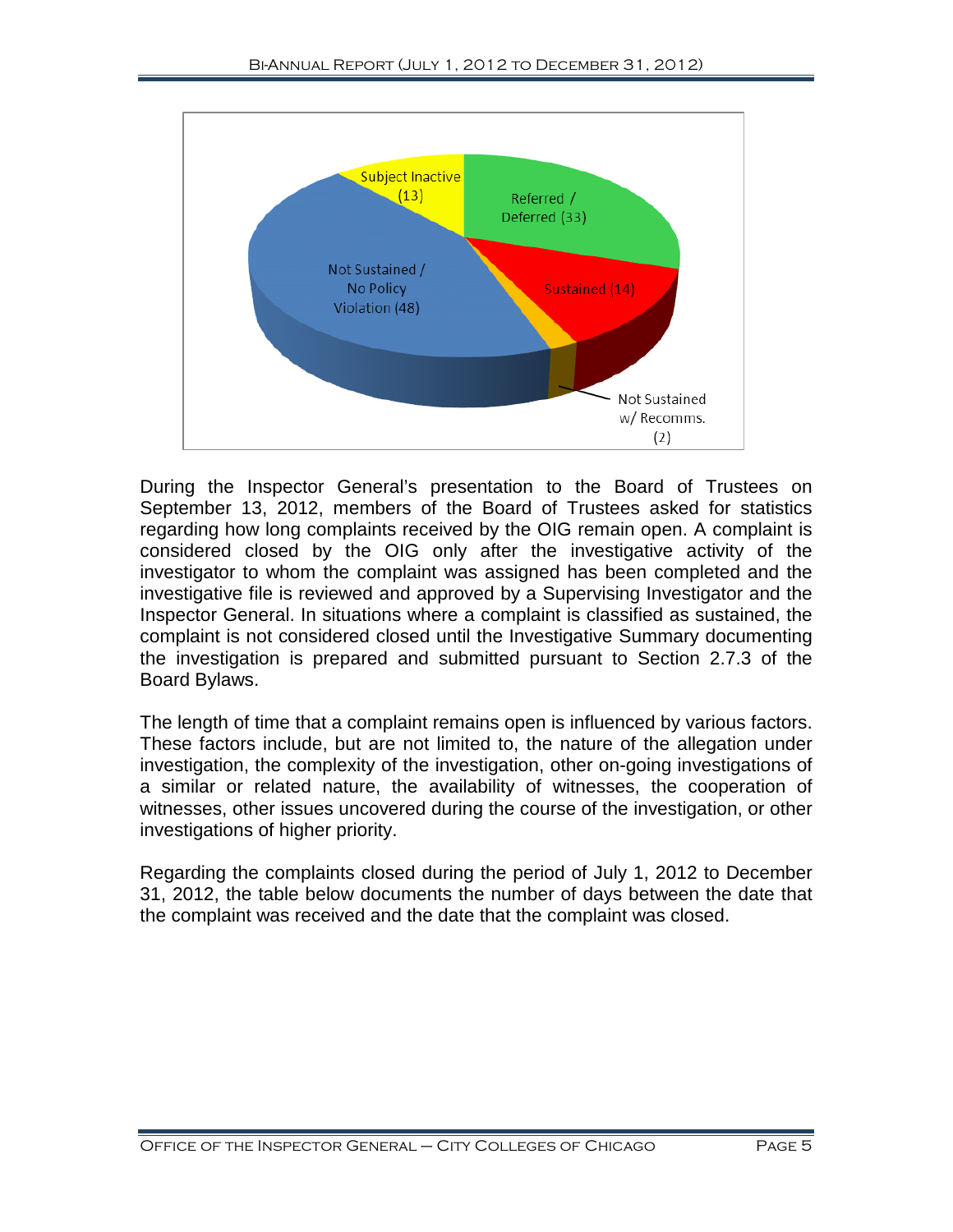During the Inspector General's presentation to the Board of Trustees on September 13, 2012, members of the Board of Trustees asked for statistics regarding how long complaints received by the OIG remain open. A complaint is considered closed by the OIG only after the investigative activity of the investigator to whom the complaint was assigned has been completed and the investigative file is reviewed and approved by a Supervising Investigator and the Inspector General. In situations where a complaint is classified as sustained, the complaint is not considered closed until the Investigative Summary documenting the investigation is prepared and submitted pursuant to Section 2.7.3 of the Board Bylaws.

The length of time that a complaint remains open is influenced by various factors. These factors include, but are not limited to, the nature of the allegation under investigation, the complexity of the investigation, other on-going investigations of a similar or related nature, the availability of witnesses, the cooperation of witnesses, other issues uncovered during the course of the investigation, or other investigations of higher priority.

Regarding the complaints closed during the period of July 1, 2012 to December 31, 2012, the table below documents the number of days between the date that the complaint was received and the date that the complaint was closed.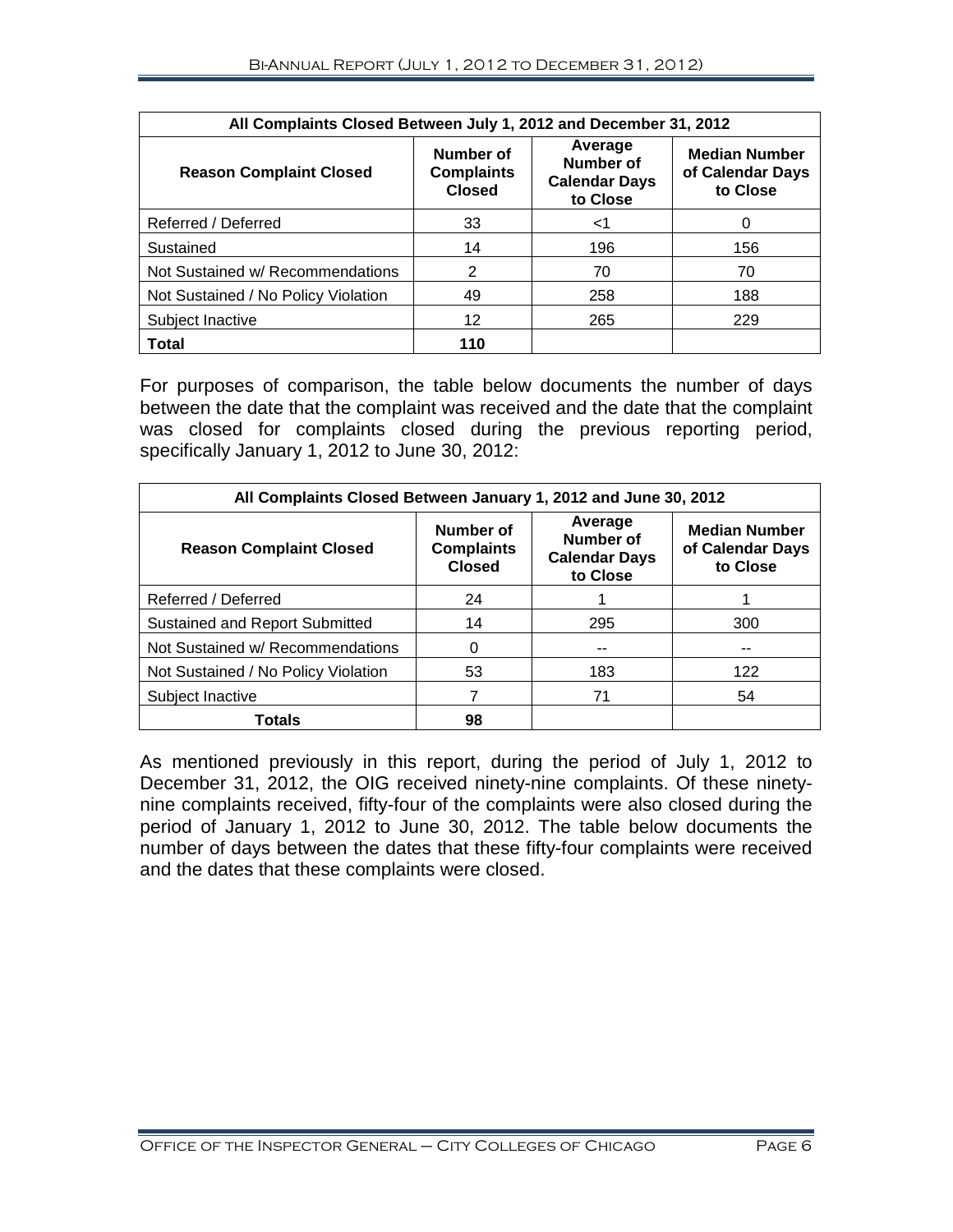| All Complaints Closed Between July 1, 2012 and December 31, 2012 | | | |
|---|---|---|---|
| **Reason Complaint Closed** | **Number of Complaints Closed** | **Average Number of Calendar Days to Close** | **Median Number of Calendar Days to Close** |
| Referred / Deferred | 33 | <1 | 0 |
| Sustained | 14 | 196 | 156 |
| Not Sustained w/ Recommendations | 2 | 70 | 70 |
| Not Sustained / No Policy Violation | 49 | 258 | 188 |
| Subject Inactive | 12 | 265 | 229 |
| **Total** | **110** | | |

For purposes of comparison, the table below documents the number of days between the date that the complaint was received and the date that the complaint was closed for complaints closed during the previous reporting period, specifically January 1, 2012 to June 30, 2012:

| All Complaints Closed Between January 1, 2012 and June 30, 2012 | | | |
|---|---|---|---|
| **Reason Complaint Closed** | **Number of Complaints Closed** | **Average Number of Calendar Days to Close** | **Median Number of Calendar Days to Close** |
| Referred / Deferred | 24 | 1 | 1 |
| Sustained and Report Submitted | 14 | 295 | 300 |
| Not Sustained w/ Recommendations | 0 | -- | -- |
| Not Sustained / No Policy Violation | 53 | 183 | 122 |
| Subject Inactive | 7 | 71 | 54 |
| **Totals** | **98** | | |

As mentioned previously in this report, during the period of July 1, 2012 to December 31, 2012, the OIG received ninety-nine complaints. Of these ninety-nine complaints received, fifty-four of the complaints were also closed during the period of January 1, 2012 to June 30, 2012. The table below documents the number of days between the dates that these fifty-four complaints were received and the dates that these complaints were closed.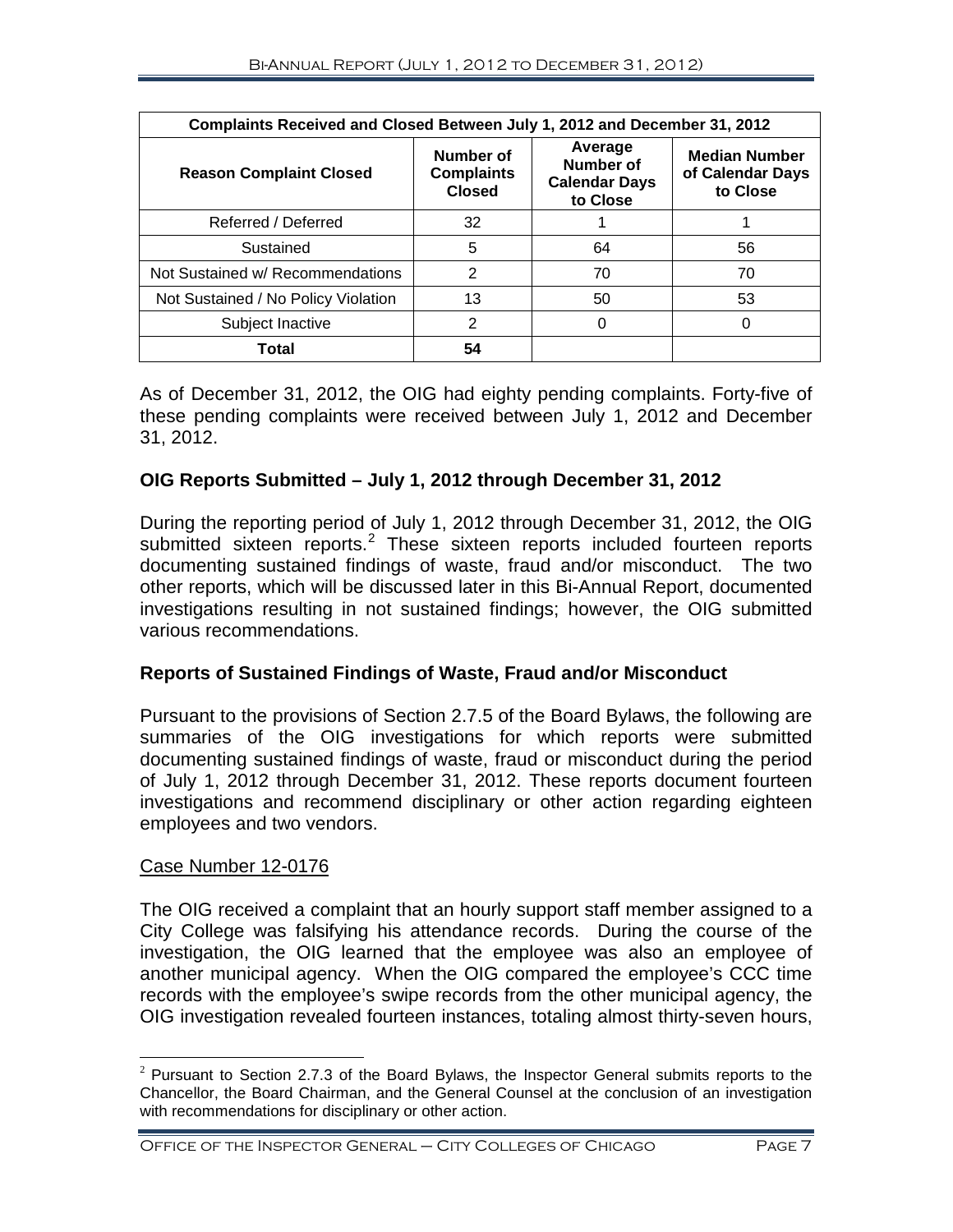| Complaints Received and Closed Between July 1, 2012 and December 31, 2012 | | | |
|---|---|---|---|
| **Reason Complaint Closed** | **Number of Complaints Closed** | **Average Number of Calendar Days to Close** | **Median Number of Calendar Days to Close** |
| Referred / Deferred | 32 | 1 | 1 |
| Sustained | 5 | 64 | 56 |
| Not Sustained w/ Recommendations | 2 | 70 | 70 |
| Not Sustained / No Policy Violation | 13 | 50 | 53 |
| Subject Inactive | 2 | 0 | 0 |
| **Total** | **54** | | |

As of December 31, 2012, the OIG had eighty pending complaints. Forty-five of these pending complaints were received between July 1, 2012 and December 31, 2012.

## OIG Reports Submitted – July 1, 2012 through December 31, 2012

During the reporting period of July 1, 2012 through December 31, 2012, the OIG submitted sixteen reports.[2] These sixteen reports included fourteen reports documenting sustained findings of waste, fraud and/or misconduct. The two other reports, which will be discussed later in this Bi-Annual Report, documented investigations resulting in not sustained findings; however, the OIG submitted various recommendations.

## Reports of Sustained Findings of Waste, Fraud and/or Misconduct

Pursuant to the provisions of Section 2.7.5 of the Board Bylaws, the following are summaries of the OIG investigations for which reports were submitted documenting sustained findings of waste, fraud or misconduct during the period of July 1, 2012 through December 31, 2012. These reports document fourteen investigations and recommend disciplinary or other action regarding eighteen employees and two vendors.

### Case Number 12-0176

The OIG received a complaint that an hourly support staff member assigned to a City College was falsifying his attendance records. During the course of the investigation, the OIG learned that the employee was also an employee of another municipal agency. When the OIG compared the employee's CCC time records with the employee's swipe records from the other municipal agency, the OIG investigation revealed fourteen instances, totaling almost thirty-seven hours,

[2] Pursuant to Section 2.7.3 of the Board Bylaws, the Inspector General submits reports to the Chancellor, the Board Chairman, and the General Counsel at the conclusion of an investigation with recommendations for disciplinary or other action.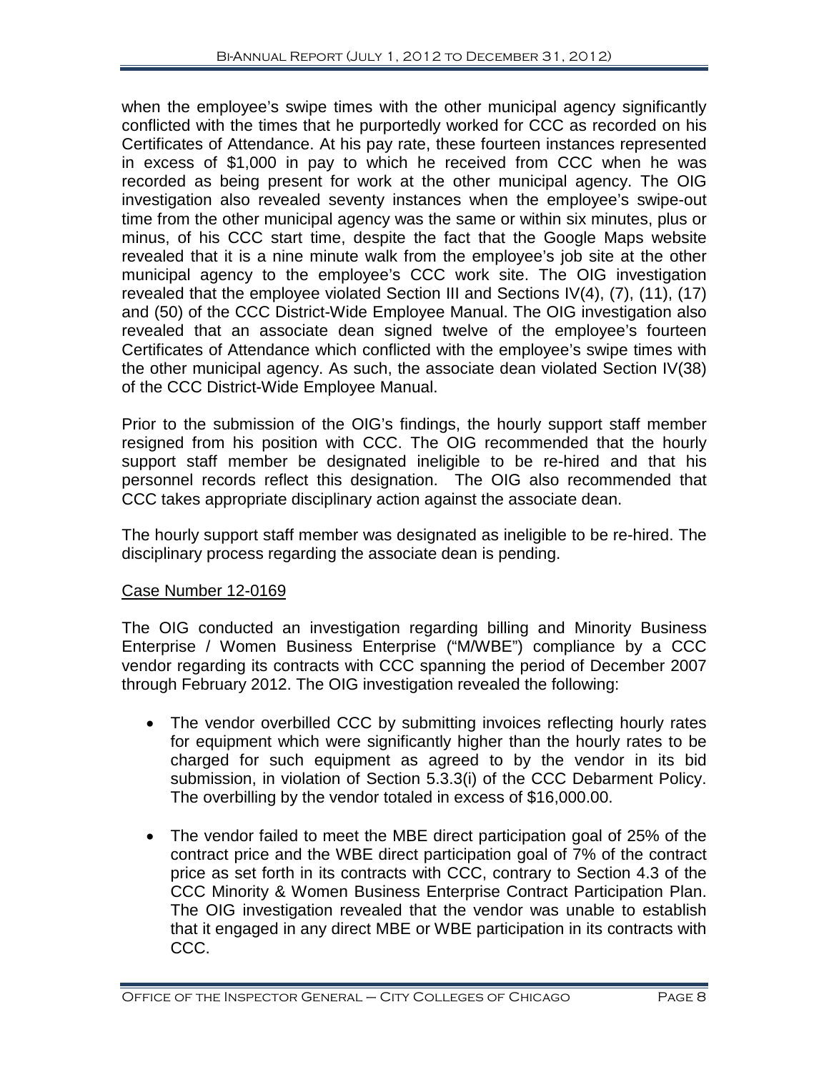when the employee's swipe times with the other municipal agency significantly conflicted with the times that he purportedly worked for CCC as recorded on his Certificates of Attendance. At his pay rate, these fourteen instances represented in excess of $1,000 in pay to which he received from CCC when he was recorded as being present for work at the other municipal agency. The OIG investigation also revealed seventy instances when the employee's swipe-out time from the other municipal agency was the same or within six minutes, plus or minus, of his CCC start time, despite the fact that the Google Maps website revealed that it is a nine minute walk from the employee's job site at the other municipal agency to the employee's CCC work site. The OIG investigation revealed that the employee violated Section III and Sections IV(4), (7), (11), (17) and (50) of the CCC District-Wide Employee Manual. The OIG investigation also revealed that an associate dean signed twelve of the employee's fourteen Certificates of Attendance which conflicted with the employee's swipe times with the other municipal agency. As such, the associate dean violated Section IV(38) of the CCC District-Wide Employee Manual.

Prior to the submission of the OIG's findings, the hourly support staff member resigned from his position with CCC. The OIG recommended that the hourly support staff member be designated ineligible to be re-hired and that his personnel records reflect this designation. The OIG also recommended that CCC takes appropriate disciplinary action against the associate dean.

The hourly support staff member was designated as ineligible to be re-hired. The disciplinary process regarding the associate dean is pending.

Case Number 12-0169

The OIG conducted an investigation regarding billing and Minority Business Enterprise / Women Business Enterprise ("M/WBE") compliance by a CCC vendor regarding its contracts with CCC spanning the period of December 2007 through February 2012. The OIG investigation revealed the following:

- The vendor overbilled CCC by submitting invoices reflecting hourly rates for equipment which were significantly higher than the hourly rates to be charged for such equipment as agreed to by the vendor in its bid submission, in violation of Section 5.3.3(i) of the CCC Debarment Policy. The overbilling by the vendor totaled in excess of $16,000.00.

- The vendor failed to meet the MBE direct participation goal of 25% of the contract price and the WBE direct participation goal of 7% of the contract price as set forth in its contracts with CCC, contrary to Section 4.3 of the CCC Minority & Women Business Enterprise Contract Participation Plan. The OIG investigation revealed that the vendor was unable to establish that it engaged in any direct MBE or WBE participation in its contracts with CCC.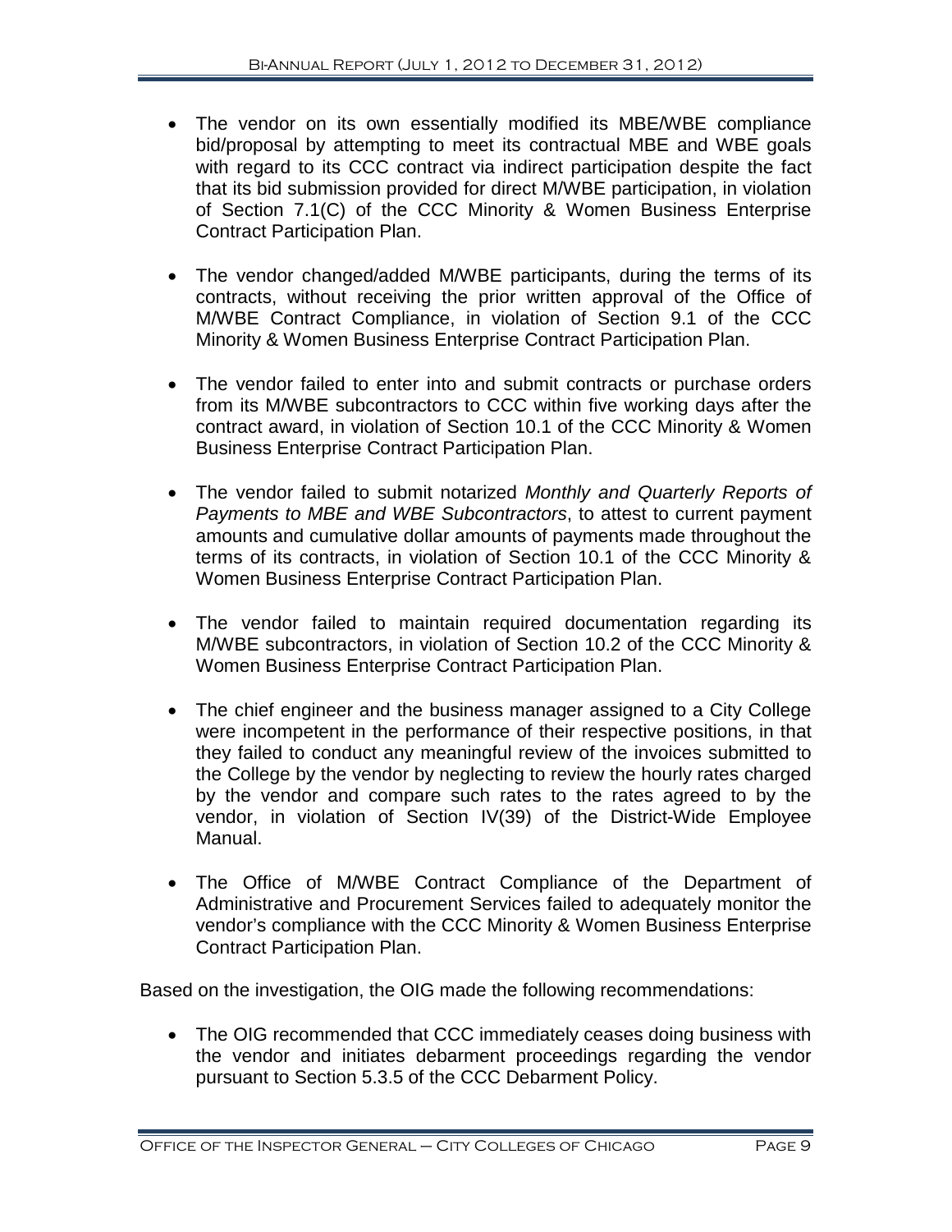- The vendor on its own essentially modified its MBE/WBE compliance bid/proposal by attempting to meet its contractual MBE and WBE goals with regard to its CCC contract via indirect participation despite the fact that its bid submission provided for direct M/WBE participation, in violation of Section 7.1(C) of the CCC Minority & Women Business Enterprise Contract Participation Plan.

- The vendor changed/added M/WBE participants, during the terms of its contracts, without receiving the prior written approval of the Office of M/WBE Contract Compliance, in violation of Section 9.1 of the CCC Minority & Women Business Enterprise Contract Participation Plan.

- The vendor failed to enter into and submit contracts or purchase orders from its M/WBE subcontractors to CCC within five working days after the contract award, in violation of Section 10.1 of the CCC Minority & Women Business Enterprise Contract Participation Plan.

- The vendor failed to submit notarized *Monthly and Quarterly Reports of Payments to MBE and WBE Subcontractors*, to attest to current payment amounts and cumulative dollar amounts of payments made throughout the terms of its contracts, in violation of Section 10.1 of the CCC Minority & Women Business Enterprise Contract Participation Plan.

- The vendor failed to maintain required documentation regarding its M/WBE subcontractors, in violation of Section 10.2 of the CCC Minority & Women Business Enterprise Contract Participation Plan.

- The chief engineer and the business manager assigned to a City College were incompetent in the performance of their respective positions, in that they failed to conduct any meaningful review of the invoices submitted to the College by the vendor by neglecting to review the hourly rates charged by the vendor and compare such rates to the rates agreed to by the vendor, in violation of Section IV(39) of the District-Wide Employee Manual.

- The Office of M/WBE Contract Compliance of the Department of Administrative and Procurement Services failed to adequately monitor the vendor's compliance with the CCC Minority & Women Business Enterprise Contract Participation Plan.

Based on the investigation, the OIG made the following recommendations:

- The OIG recommended that CCC immediately ceases doing business with the vendor and initiates debarment proceedings regarding the vendor pursuant to Section 5.3.5 of the CCC Debarment Policy.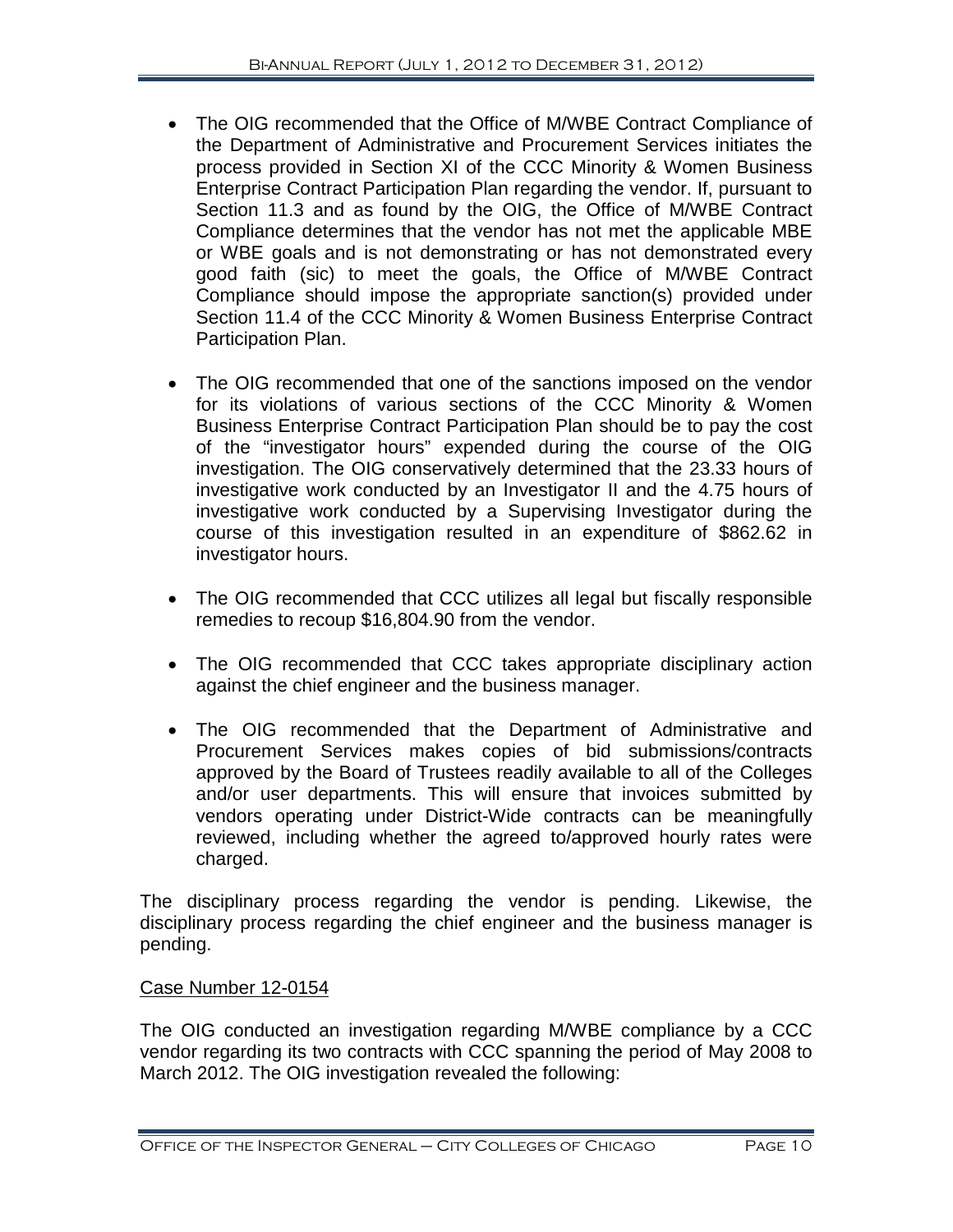- The OIG recommended that the Office of M/WBE Contract Compliance of the Department of Administrative and Procurement Services initiates the process provided in Section XI of the CCC Minority & Women Business Enterprise Contract Participation Plan regarding the vendor. If, pursuant to Section 11.3 and as found by the OIG, the Office of M/WBE Contract Compliance determines that the vendor has not met the applicable MBE or WBE goals and is not demonstrating or has not demonstrated every good faith (sic) to meet the goals, the Office of M/WBE Contract Compliance should impose the appropriate sanction(s) provided under Section 11.4 of the CCC Minority & Women Business Enterprise Contract Participation Plan.

- The OIG recommended that one of the sanctions imposed on the vendor for its violations of various sections of the CCC Minority & Women Business Enterprise Contract Participation Plan should be to pay the cost of the "investigator hours" expended during the course of the OIG investigation. The OIG conservatively determined that the 23.33 hours of investigative work conducted by an Investigator II and the 4.75 hours of investigative work conducted by a Supervising Investigator during the course of this investigation resulted in an expenditure of $862.62 in investigator hours.

- The OIG recommended that CCC utilizes all legal but fiscally responsible remedies to recoup $16,804.90 from the vendor.

- The OIG recommended that CCC takes appropriate disciplinary action against the chief engineer and the business manager.

- The OIG recommended that the Department of Administrative and Procurement Services makes copies of bid submissions/contracts approved by the Board of Trustees readily available to all of the Colleges and/or user departments. This will ensure that invoices submitted by vendors operating under District-Wide contracts can be meaningfully reviewed, including whether the agreed to/approved hourly rates were charged.

The disciplinary process regarding the vendor is pending. Likewise, the disciplinary process regarding the chief engineer and the business manager is pending.

Case Number 12-0154

The OIG conducted an investigation regarding M/WBE compliance by a CCC vendor regarding its two contracts with CCC spanning the period of May 2008 to March 2012. The OIG investigation revealed the following: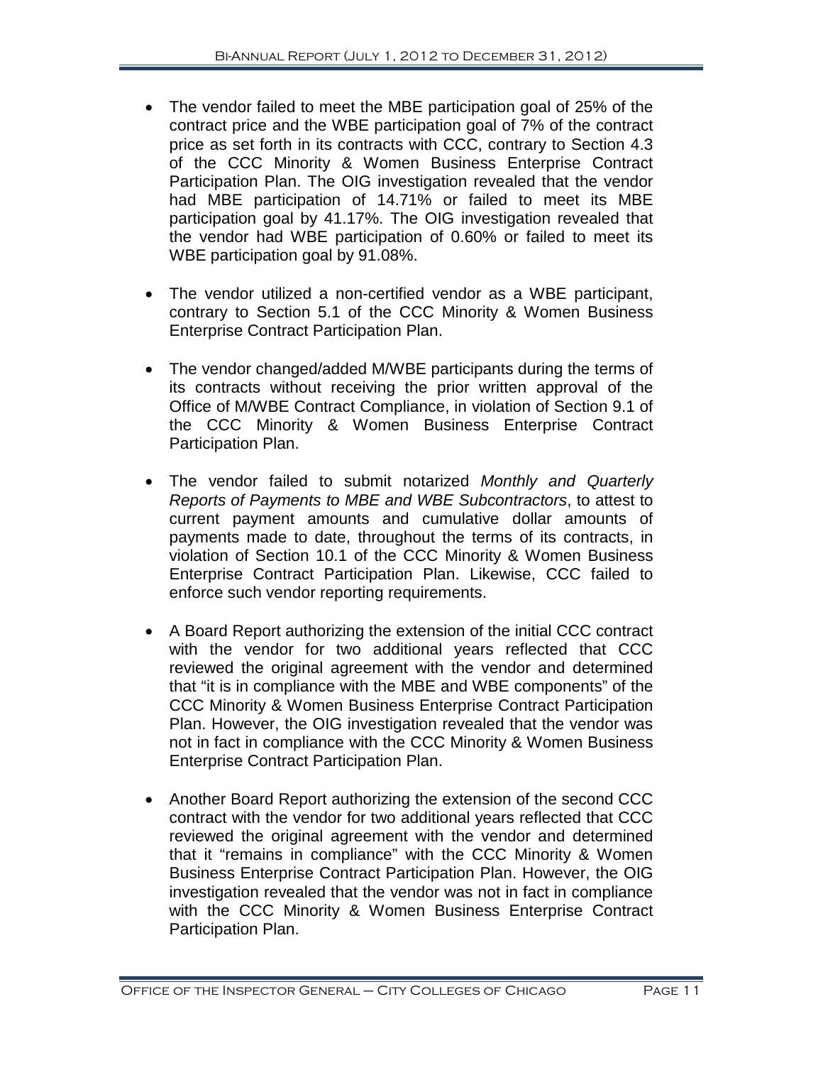- The vendor failed to meet the MBE participation goal of 25% of the contract price and the WBE participation goal of 7% of the contract price as set forth in its contracts with CCC, contrary to Section 4.3 of the CCC Minority & Women Business Enterprise Contract Participation Plan. The OIG investigation revealed that the vendor had MBE participation of 14.71% or failed to meet its MBE participation goal by 41.17%. The OIG investigation revealed that the vendor had WBE participation of 0.60% or failed to meet its WBE participation goal by 91.08%.

- The vendor utilized a non-certified vendor as a WBE participant, contrary to Section 5.1 of the CCC Minority & Women Business Enterprise Contract Participation Plan.

- The vendor changed/added M/WBE participants during the terms of its contracts without receiving the prior written approval of the Office of M/WBE Contract Compliance, in violation of Section 9.1 of the CCC Minority & Women Business Enterprise Contract Participation Plan.

- The vendor failed to submit notarized *Monthly and Quarterly Reports of Payments to MBE and WBE Subcontractors*, to attest to current payment amounts and cumulative dollar amounts of payments made to date, throughout the terms of its contracts, in violation of Section 10.1 of the CCC Minority & Women Business Enterprise Contract Participation Plan. Likewise, CCC failed to enforce such vendor reporting requirements.

- A Board Report authorizing the extension of the initial CCC contract with the vendor for two additional years reflected that CCC reviewed the original agreement with the vendor and determined that "it is in compliance with the MBE and WBE components" of the CCC Minority & Women Business Enterprise Contract Participation Plan. However, the OIG investigation revealed that the vendor was not in fact in compliance with the CCC Minority & Women Business Enterprise Contract Participation Plan.

- Another Board Report authorizing the extension of the second CCC contract with the vendor for two additional years reflected that CCC reviewed the original agreement with the vendor and determined that it "remains in compliance" with the CCC Minority & Women Business Enterprise Contract Participation Plan. However, the OIG investigation revealed that the vendor was not in fact in compliance with the CCC Minority & Women Business Enterprise Contract Participation Plan.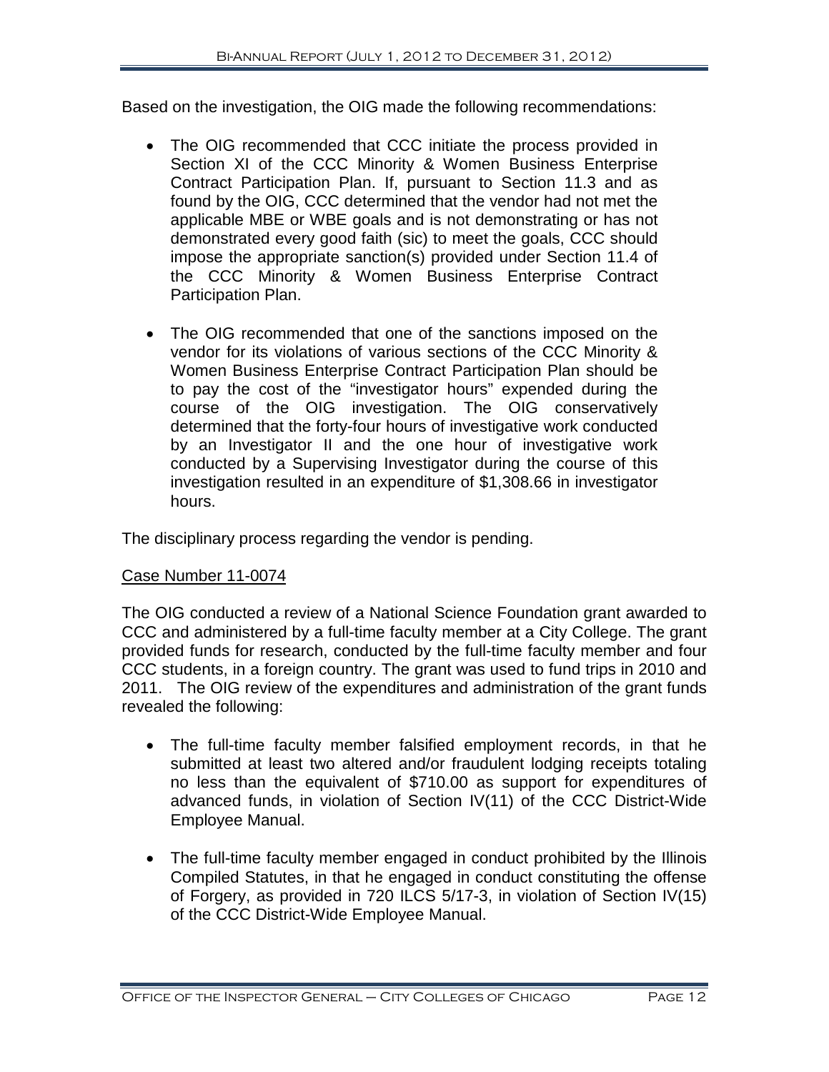Based on the investigation, the OIG made the following recommendations:

- The OIG recommended that CCC initiate the process provided in Section XI of the CCC Minority & Women Business Enterprise Contract Participation Plan. If, pursuant to Section 11.3 and as found by the OIG, CCC determined that the vendor had not met the applicable MBE or WBE goals and is not demonstrating or has not demonstrated every good faith (sic) to meet the goals, CCC should impose the appropriate sanction(s) provided under Section 11.4 of the CCC Minority & Women Business Enterprise Contract Participation Plan.

- The OIG recommended that one of the sanctions imposed on the vendor for its violations of various sections of the CCC Minority & Women Business Enterprise Contract Participation Plan should be to pay the cost of the "investigator hours" expended during the course of the OIG investigation. The OIG conservatively determined that the forty-four hours of investigative work conducted by an Investigator II and the one hour of investigative work conducted by a Supervising Investigator during the course of this investigation resulted in an expenditure of $1,308.66 in investigator hours.

The disciplinary process regarding the vendor is pending.

Case Number 11-0074

The OIG conducted a review of a National Science Foundation grant awarded to CCC and administered by a full-time faculty member at a City College. The grant provided funds for research, conducted by the full-time faculty member and four CCC students, in a foreign country. The grant was used to fund trips in 2010 and 2011. The OIG review of the expenditures and administration of the grant funds revealed the following:

- The full-time faculty member falsified employment records, in that he submitted at least two altered and/or fraudulent lodging receipts totaling no less than the equivalent of $710.00 as support for expenditures of advanced funds, in violation of Section IV(11) of the CCC District-Wide Employee Manual.

- The full-time faculty member engaged in conduct prohibited by the Illinois Compiled Statutes, in that he engaged in conduct constituting the offense of Forgery, as provided in 720 ILCS 5/17-3, in violation of Section IV(15) of the CCC District-Wide Employee Manual.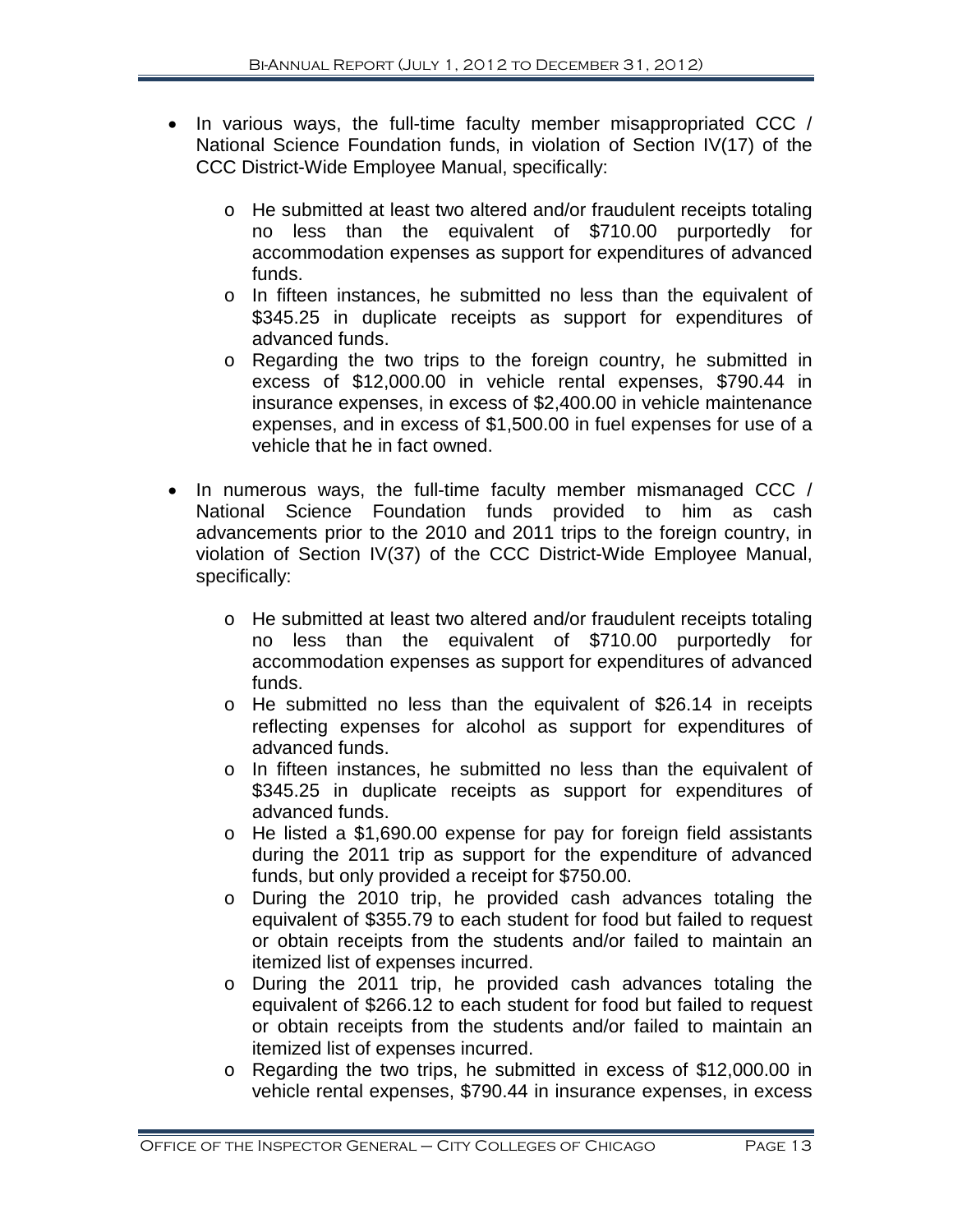- In various ways, the full-time faculty member misappropriated CCC / National Science Foundation funds, in violation of Section IV(17) of the CCC District-Wide Employee Manual, specifically:

    - He submitted at least two altered and/or fraudulent receipts totaling no less than the equivalent of $710.00 purportedly for accommodation expenses as support for expenditures of advanced funds.
    - In fifteen instances, he submitted no less than the equivalent of $345.25 in duplicate receipts as support for expenditures of advanced funds.
    - Regarding the two trips to the foreign country, he submitted in excess of $12,000.00 in vehicle rental expenses, $790.44 in insurance expenses, in excess of $2,400.00 in vehicle maintenance expenses, and in excess of $1,500.00 in fuel expenses for use of a vehicle that he in fact owned.

- In numerous ways, the full-time faculty member mismanaged CCC / National Science Foundation funds provided to him as cash advancements prior to the 2010 and 2011 trips to the foreign country, in violation of Section IV(37) of the CCC District-Wide Employee Manual, specifically:

    - He submitted at least two altered and/or fraudulent receipts totaling no less than the equivalent of $710.00 purportedly for accommodation expenses as support for expenditures of advanced funds.
    - He submitted no less than the equivalent of $26.14 in receipts reflecting expenses for alcohol as support for expenditures of advanced funds.
    - In fifteen instances, he submitted no less than the equivalent of $345.25 in duplicate receipts as support for expenditures of advanced funds.
    - He listed a $1,690.00 expense for pay for foreign field assistants during the 2011 trip as support for the expenditure of advanced funds, but only provided a receipt for $750.00.
    - During the 2010 trip, he provided cash advances totaling the equivalent of $355.79 to each student for food but failed to request or obtain receipts from the students and/or failed to maintain an itemized list of expenses incurred.
    - During the 2011 trip, he provided cash advances totaling the equivalent of $266.12 to each student for food but failed to request or obtain receipts from the students and/or failed to maintain an itemized list of expenses incurred.
    - Regarding the two trips, he submitted in excess of $12,000.00 in vehicle rental expenses, $790.44 in insurance expenses, in excess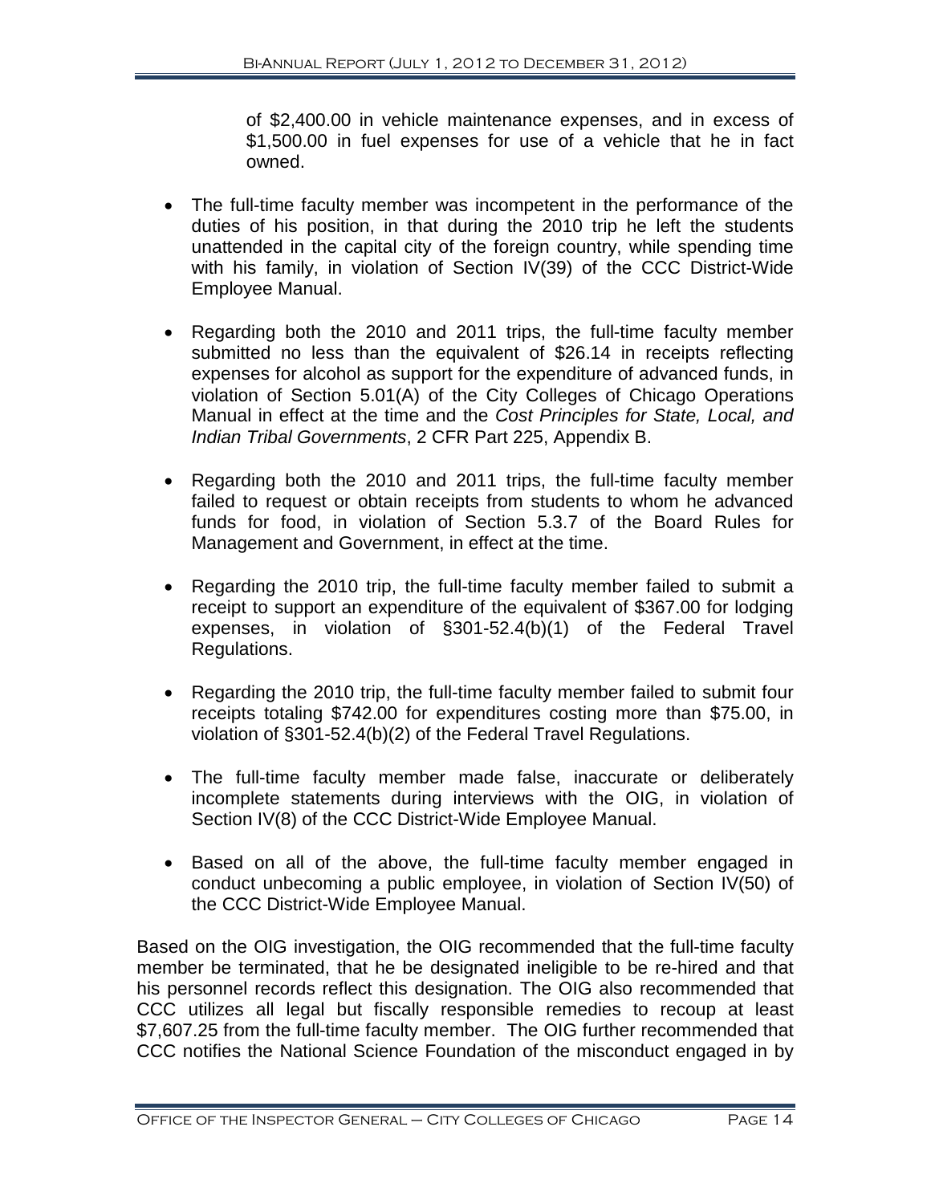of $2,400.00 in vehicle maintenance expenses, and in excess of $1,500.00 in fuel expenses for use of a vehicle that he in fact owned.

- The full-time faculty member was incompetent in the performance of the duties of his position, in that during the 2010 trip he left the students unattended in the capital city of the foreign country, while spending time with his family, in violation of Section IV(39) of the CCC District-Wide Employee Manual.

- Regarding both the 2010 and 2011 trips, the full-time faculty member submitted no less than the equivalent of $26.14 in receipts reflecting expenses for alcohol as support for the expenditure of advanced funds, in violation of Section 5.01(A) of the City Colleges of Chicago Operations Manual in effect at the time and the *Cost Principles for State, Local, and Indian Tribal Governments*, 2 CFR Part 225, Appendix B.

- Regarding both the 2010 and 2011 trips, the full-time faculty member failed to request or obtain receipts from students to whom he advanced funds for food, in violation of Section 5.3.7 of the Board Rules for Management and Government, in effect at the time.

- Regarding the 2010 trip, the full-time faculty member failed to submit a receipt to support an expenditure of the equivalent of $367.00 for lodging expenses, in violation of §301-52.4(b)(1) of the Federal Travel Regulations.

- Regarding the 2010 trip, the full-time faculty member failed to submit four receipts totaling $742.00 for expenditures costing more than $75.00, in violation of §301-52.4(b)(2) of the Federal Travel Regulations.

- The full-time faculty member made false, inaccurate or deliberately incomplete statements during interviews with the OIG, in violation of Section IV(8) of the CCC District-Wide Employee Manual.

- Based on all of the above, the full-time faculty member engaged in conduct unbecoming a public employee, in violation of Section IV(50) of the CCC District-Wide Employee Manual.

Based on the OIG investigation, the OIG recommended that the full-time faculty member be terminated, that he be designated ineligible to be re-hired and that his personnel records reflect this designation. The OIG also recommended that CCC utilizes all legal but fiscally responsible remedies to recoup at least $7,607.25 from the full-time faculty member. The OIG further recommended that CCC notifies the National Science Foundation of the misconduct engaged in by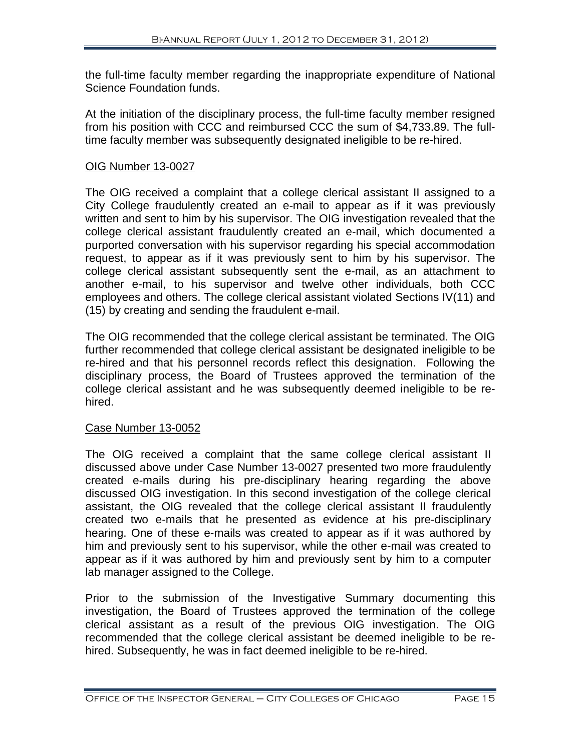the full-time faculty member regarding the inappropriate expenditure of National Science Foundation funds.

At the initiation of the disciplinary process, the full-time faculty member resigned from his position with CCC and reimbursed CCC the sum of $4,733.89. The full-time faculty member was subsequently designated ineligible to be re-hired.

OIG Number 13-0027

The OIG received a complaint that a college clerical assistant II assigned to a City College fraudulently created an e-mail to appear as if it was previously written and sent to him by his supervisor. The OIG investigation revealed that the college clerical assistant fraudulently created an e-mail, which documented a purported conversation with his supervisor regarding his special accommodation request, to appear as if it was previously sent to him by his supervisor. The college clerical assistant subsequently sent the e-mail, as an attachment to another e-mail, to his supervisor and twelve other individuals, both CCC employees and others. The college clerical assistant violated Sections IV(11) and (15) by creating and sending the fraudulent e-mail.

The OIG recommended that the college clerical assistant be terminated. The OIG further recommended that college clerical assistant be designated ineligible to be re-hired and that his personnel records reflect this designation. Following the disciplinary process, the Board of Trustees approved the termination of the college clerical assistant and he was subsequently deemed ineligible to be re-hired.

Case Number 13-0052

The OIG received a complaint that the same college clerical assistant II discussed above under Case Number 13-0027 presented two more fraudulently created e-mails during his pre-disciplinary hearing regarding the above discussed OIG investigation. In this second investigation of the college clerical assistant, the OIG revealed that the college clerical assistant II fraudulently created two e-mails that he presented as evidence at his pre-disciplinary hearing. One of these e-mails was created to appear as if it was authored by him and previously sent to his supervisor, while the other e-mail was created to appear as if it was authored by him and previously sent by him to a computer lab manager assigned to the College.

Prior to the submission of the Investigative Summary documenting this investigation, the Board of Trustees approved the termination of the college clerical assistant as a result of the previous OIG investigation. The OIG recommended that the college clerical assistant be deemed ineligible to be re-hired. Subsequently, he was in fact deemed ineligible to be re-hired.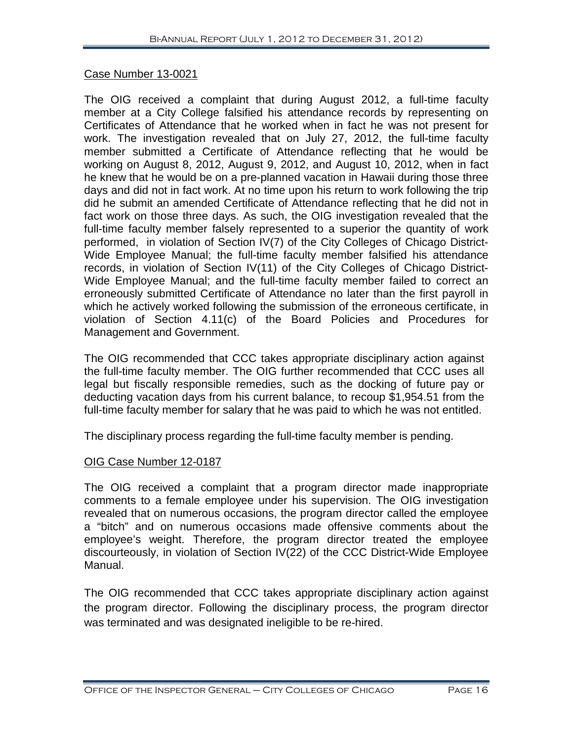Case Number 13-0021

The OIG received a complaint that during August 2012, a full-time faculty member at a City College falsified his attendance records by representing on Certificates of Attendance that he worked when in fact he was not present for work. The investigation revealed that on July 27, 2012, the full-time faculty member submitted a Certificate of Attendance reflecting that he would be working on August 8, 2012, August 9, 2012, and August 10, 2012, when in fact he knew that he would be on a pre-planned vacation in Hawaii during those three days and did not in fact work. At no time upon his return to work following the trip did he submit an amended Certificate of Attendance reflecting that he did not in fact work on those three days. As such, the OIG investigation revealed that the full-time faculty member falsely represented to a superior the quantity of work performed, in violation of Section IV(7) of the City Colleges of Chicago District-Wide Employee Manual; the full-time faculty member falsified his attendance records, in violation of Section IV(11) of the City Colleges of Chicago District-Wide Employee Manual; and the full-time faculty member failed to correct an erroneously submitted Certificate of Attendance no later than the first payroll in which he actively worked following the submission of the erroneous certificate, in violation of Section 4.11(c) of the Board Policies and Procedures for Management and Government.

The OIG recommended that CCC takes appropriate disciplinary action against the full-time faculty member. The OIG further recommended that CCC uses all legal but fiscally responsible remedies, such as the docking of future pay or deducting vacation days from his current balance, to recoup $1,954.51 from the full-time faculty member for salary that he was paid to which he was not entitled.

The disciplinary process regarding the full-time faculty member is pending.

OIG Case Number 12-0187

The OIG received a complaint that a program director made inappropriate comments to a female employee under his supervision. The OIG investigation revealed that on numerous occasions, the program director called the employee a "bitch" and on numerous occasions made offensive comments about the employee's weight. Therefore, the program director treated the employee discourteously, in violation of Section IV(22) of the CCC District-Wide Employee Manual.

The OIG recommended that CCC takes appropriate disciplinary action against the program director. Following the disciplinary process, the program director was terminated and was designated ineligible to be re-hired.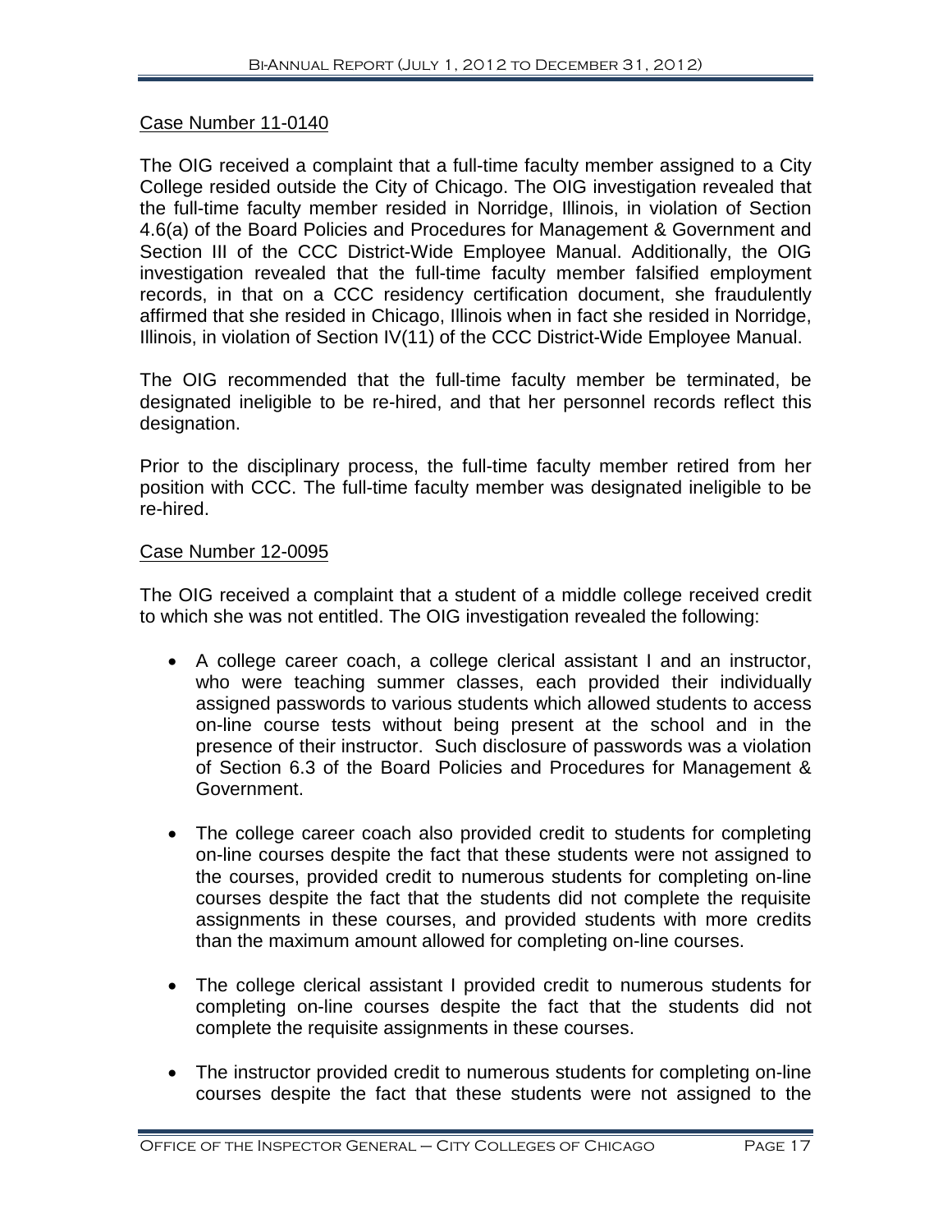Case Number 11-0140

The OIG received a complaint that a full-time faculty member assigned to a City College resided outside the City of Chicago. The OIG investigation revealed that the full-time faculty member resided in Norridge, Illinois, in violation of Section 4.6(a) of the Board Policies and Procedures for Management & Government and Section III of the CCC District-Wide Employee Manual. Additionally, the OIG investigation revealed that the full-time faculty member falsified employment records, in that on a CCC residency certification document, she fraudulently affirmed that she resided in Chicago, Illinois when in fact she resided in Norridge, Illinois, in violation of Section IV(11) of the CCC District-Wide Employee Manual.

The OIG recommended that the full-time faculty member be terminated, be designated ineligible to be re-hired, and that her personnel records reflect this designation.

Prior to the disciplinary process, the full-time faculty member retired from her position with CCC. The full-time faculty member was designated ineligible to be re-hired.

Case Number 12-0095

The OIG received a complaint that a student of a middle college received credit to which she was not entitled. The OIG investigation revealed the following:

- A college career coach, a college clerical assistant I and an instructor, who were teaching summer classes, each provided their individually assigned passwords to various students which allowed students to access on-line course tests without being present at the school and in the presence of their instructor. Such disclosure of passwords was a violation of Section 6.3 of the Board Policies and Procedures for Management & Government.

- The college career coach also provided credit to students for completing on-line courses despite the fact that these students were not assigned to the courses, provided credit to numerous students for completing on-line courses despite the fact that the students did not complete the requisite assignments in these courses, and provided students with more credits than the maximum amount allowed for completing on-line courses.

- The college clerical assistant I provided credit to numerous students for completing on-line courses despite the fact that the students did not complete the requisite assignments in these courses.

- The instructor provided credit to numerous students for completing on-line courses despite the fact that these students were not assigned to the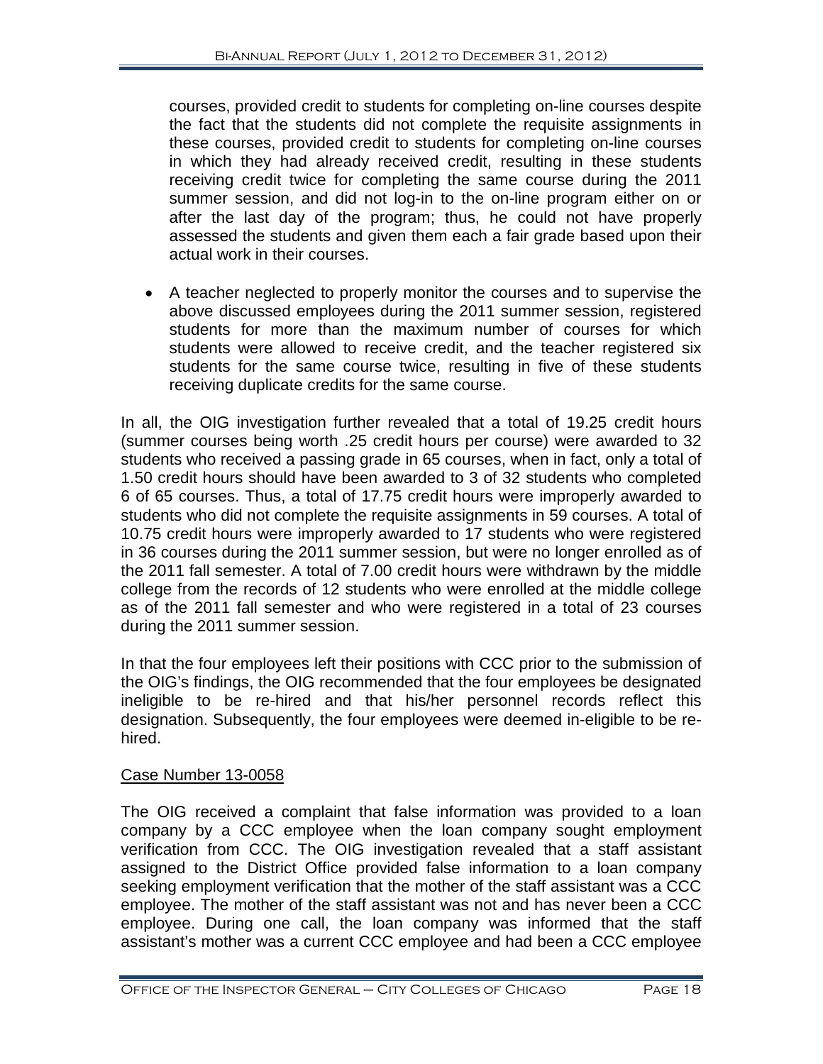courses, provided credit to students for completing on-line courses despite the fact that the students did not complete the requisite assignments in these courses, provided credit to students for completing on-line courses in which they had already received credit, resulting in these students receiving credit twice for completing the same course during the 2011 summer session, and did not log-in to the on-line program either on or after the last day of the program; thus, he could not have properly assessed the students and given them each a fair grade based upon their actual work in their courses.

- A teacher neglected to properly monitor the courses and to supervise the above discussed employees during the 2011 summer session, registered students for more than the maximum number of courses for which students were allowed to receive credit, and the teacher registered six students for the same course twice, resulting in five of these students receiving duplicate credits for the same course.

In all, the OIG investigation further revealed that a total of 19.25 credit hours (summer courses being worth .25 credit hours per course) were awarded to 32 students who received a passing grade in 65 courses, when in fact, only a total of 1.50 credit hours should have been awarded to 3 of 32 students who completed 6 of 65 courses. Thus, a total of 17.75 credit hours were improperly awarded to students who did not complete the requisite assignments in 59 courses. A total of 10.75 credit hours were improperly awarded to 17 students who were registered in 36 courses during the 2011 summer session, but were no longer enrolled as of the 2011 fall semester. A total of 7.00 credit hours were withdrawn by the middle college from the records of 12 students who were enrolled at the middle college as of the 2011 fall semester and who were registered in a total of 23 courses during the 2011 summer session.

In that the four employees left their positions with CCC prior to the submission of the OIG's findings, the OIG recommended that the four employees be designated ineligible to be re-hired and that his/her personnel records reflect this designation. Subsequently, the four employees were deemed in-eligible to be re-hired.

<u>Case Number 13-0058</u>

The OIG received a complaint that false information was provided to a loan company by a CCC employee when the loan company sought employment verification from CCC. The OIG investigation revealed that a staff assistant assigned to the District Office provided false information to a loan company seeking employment verification that the mother of the staff assistant was a CCC employee. The mother of the staff assistant was not and has never been a CCC employee. During one call, the loan company was informed that the staff assistant's mother was a current CCC employee and had been a CCC employee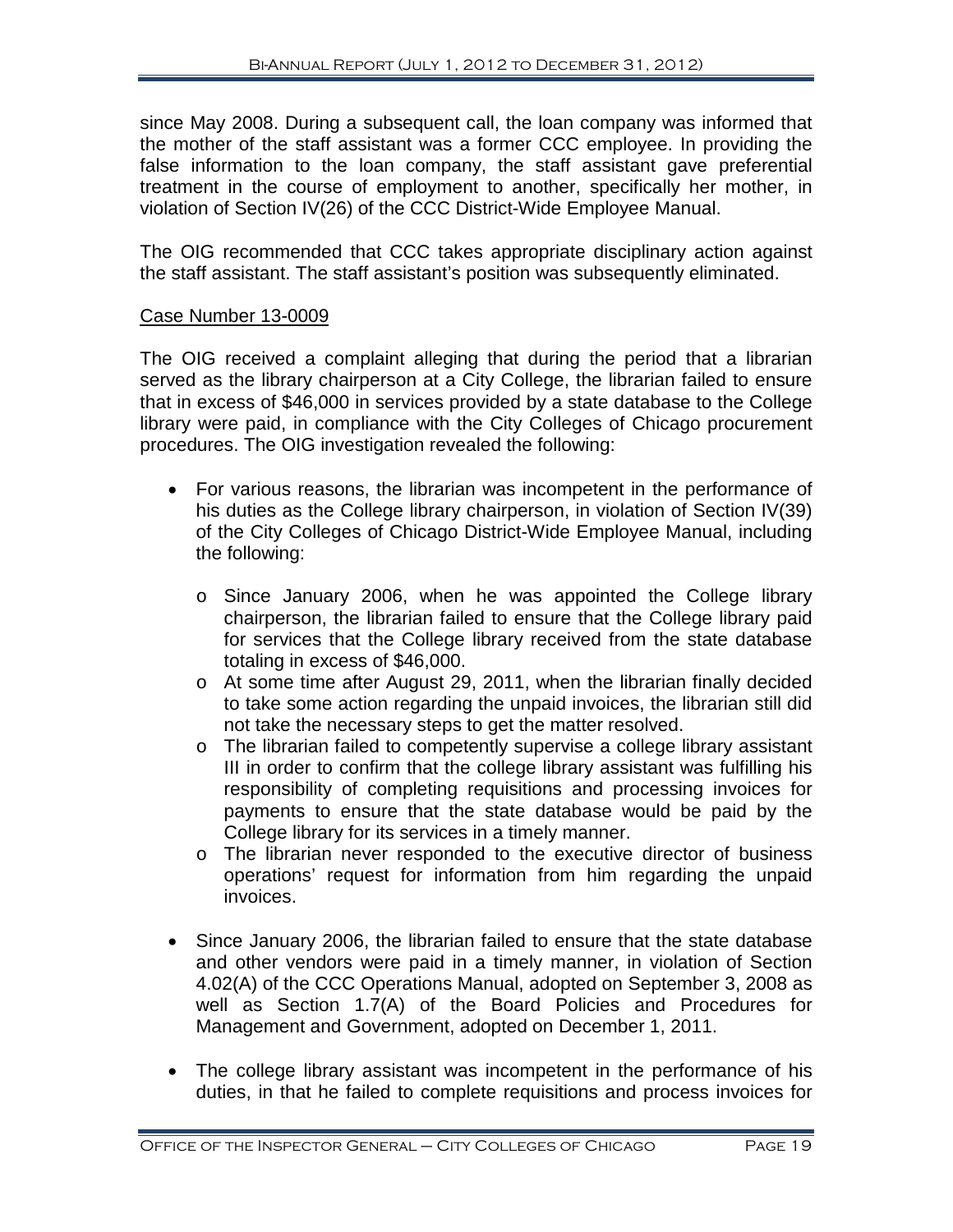since May 2008. During a subsequent call, the loan company was informed that the mother of the staff assistant was a former CCC employee. In providing the false information to the loan company, the staff assistant gave preferential treatment in the course of employment to another, specifically her mother, in violation of Section IV(26) of the CCC District-Wide Employee Manual.

The OIG recommended that CCC takes appropriate disciplinary action against the staff assistant. The staff assistant's position was subsequently eliminated.

Case Number 13-0009

The OIG received a complaint alleging that during the period that a librarian served as the library chairperson at a City College, the librarian failed to ensure that in excess of $46,000 in services provided by a state database to the College library were paid, in compliance with the City Colleges of Chicago procurement procedures. The OIG investigation revealed the following:

- For various reasons, the librarian was incompetent in the performance of his duties as the College library chairperson, in violation of Section IV(39) of the City Colleges of Chicago District-Wide Employee Manual, including the following:
  - Since January 2006, when he was appointed the College library chairperson, the librarian failed to ensure that the College library paid for services that the College library received from the state database totaling in excess of $46,000.
  - At some time after August 29, 2011, when the librarian finally decided to take some action regarding the unpaid invoices, the librarian still did not take the necessary steps to get the matter resolved.
  - The librarian failed to competently supervise a college library assistant III in order to confirm that the college library assistant was fulfilling his responsibility of completing requisitions and processing invoices for payments to ensure that the state database would be paid by the College library for its services in a timely manner.
  - The librarian never responded to the executive director of business operations' request for information from him regarding the unpaid invoices.

- Since January 2006, the librarian failed to ensure that the state database and other vendors were paid in a timely manner, in violation of Section 4.02(A) of the CCC Operations Manual, adopted on September 3, 2008 as well as Section 1.7(A) of the Board Policies and Procedures for Management and Government, adopted on December 1, 2011.

- The college library assistant was incompetent in the performance of his duties, in that he failed to complete requisitions and process invoices for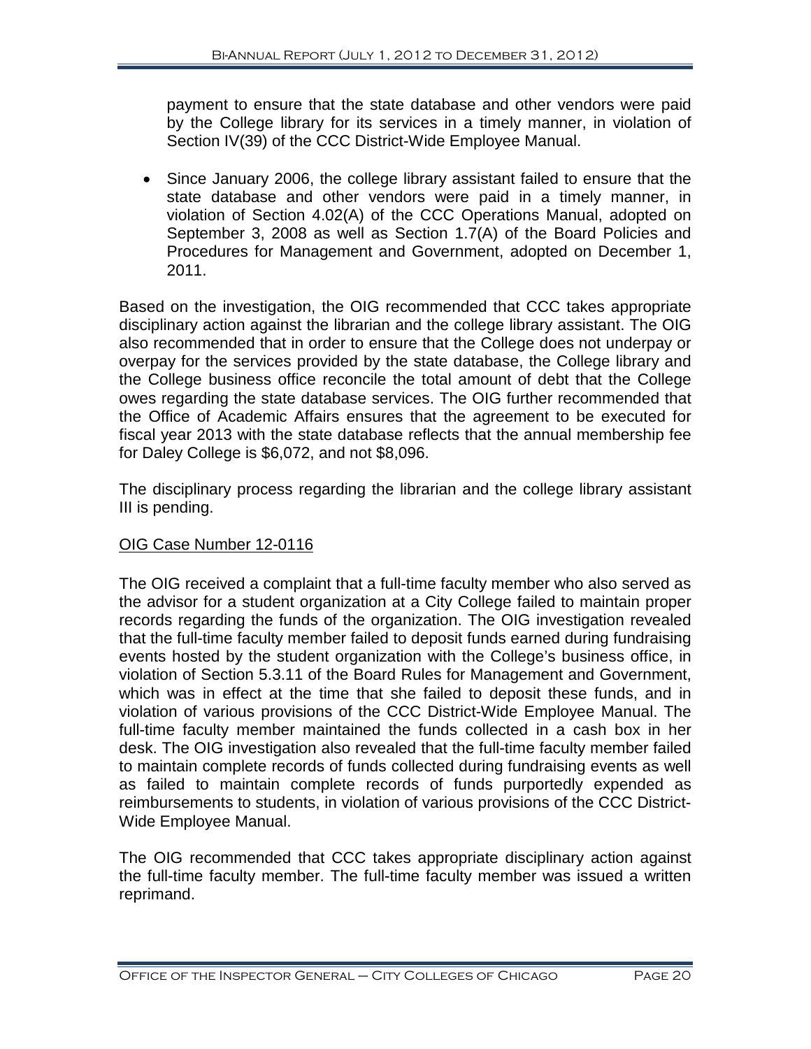payment to ensure that the state database and other vendors were paid by the College library for its services in a timely manner, in violation of Section IV(39) of the CCC District-Wide Employee Manual.

- Since January 2006, the college library assistant failed to ensure that the state database and other vendors were paid in a timely manner, in violation of Section 4.02(A) of the CCC Operations Manual, adopted on September 3, 2008 as well as Section 1.7(A) of the Board Policies and Procedures for Management and Government, adopted on December 1, 2011.

Based on the investigation, the OIG recommended that CCC takes appropriate disciplinary action against the librarian and the college library assistant. The OIG also recommended that in order to ensure that the College does not underpay or overpay for the services provided by the state database, the College library and the College business office reconcile the total amount of debt that the College owes regarding the state database services. The OIG further recommended that the Office of Academic Affairs ensures that the agreement to be executed for fiscal year 2013 with the state database reflects that the annual membership fee for Daley College is $6,072, and not $8,096.

The disciplinary process regarding the librarian and the college library assistant III is pending.

OIG Case Number 12-0116

The OIG received a complaint that a full-time faculty member who also served as the advisor for a student organization at a City College failed to maintain proper records regarding the funds of the organization. The OIG investigation revealed that the full-time faculty member failed to deposit funds earned during fundraising events hosted by the student organization with the College's business office, in violation of Section 5.3.11 of the Board Rules for Management and Government, which was in effect at the time that she failed to deposit these funds, and in violation of various provisions of the CCC District-Wide Employee Manual. The full-time faculty member maintained the funds collected in a cash box in her desk. The OIG investigation also revealed that the full-time faculty member failed to maintain complete records of funds collected during fundraising events as well as failed to maintain complete records of funds purportedly expended as reimbursements to students, in violation of various provisions of the CCC District-Wide Employee Manual.

The OIG recommended that CCC takes appropriate disciplinary action against the full-time faculty member. The full-time faculty member was issued a written reprimand.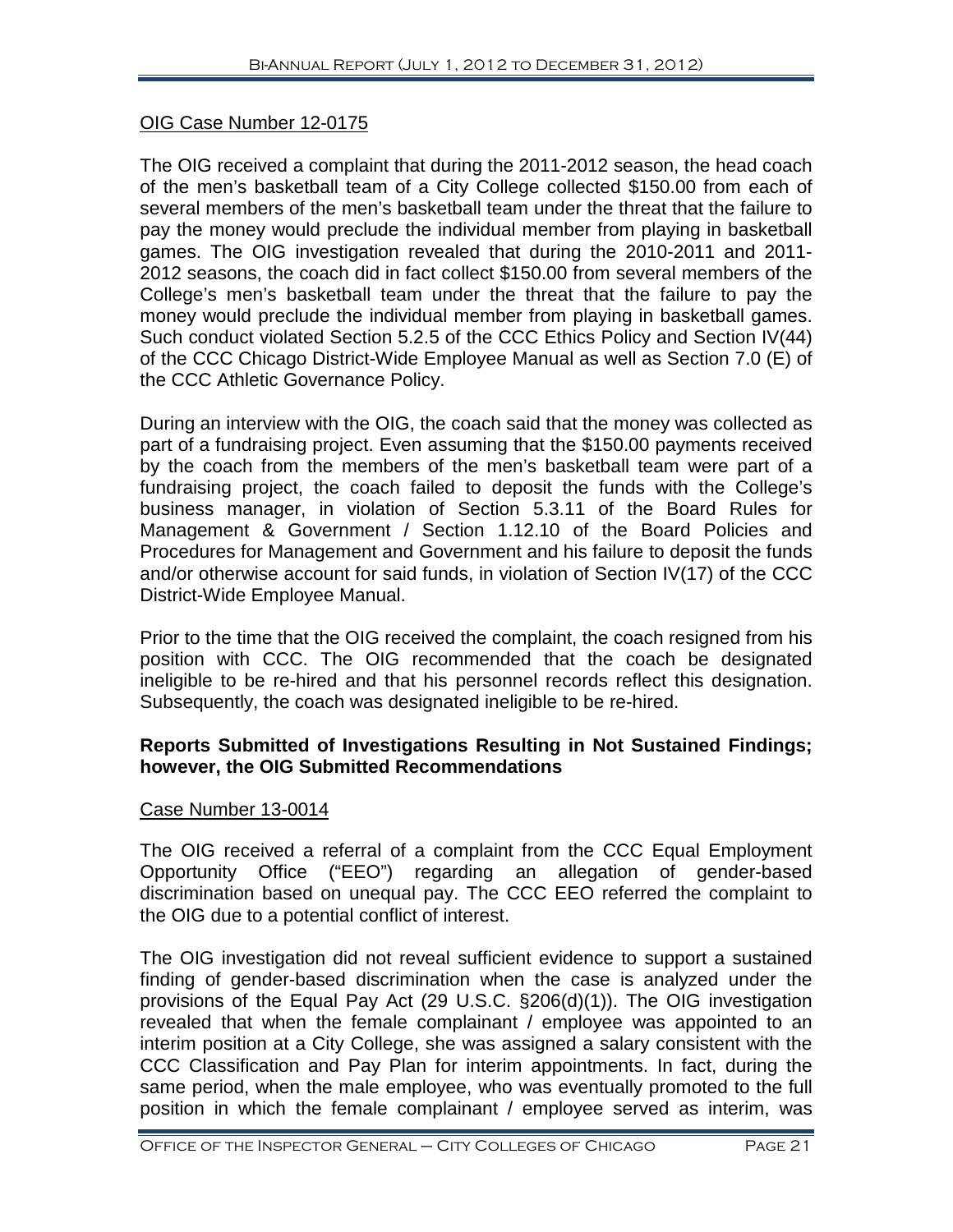OIG Case Number 12-0175

The OIG received a complaint that during the 2011-2012 season, the head coach of the men's basketball team of a City College collected $150.00 from each of several members of the men's basketball team under the threat that the failure to pay the money would preclude the individual member from playing in basketball games. The OIG investigation revealed that during the 2010-2011 and 2011-2012 seasons, the coach did in fact collect $150.00 from several members of the College's men's basketball team under the threat that the failure to pay the money would preclude the individual member from playing in basketball games. Such conduct violated Section 5.2.5 of the CCC Ethics Policy and Section IV(44) of the CCC Chicago District-Wide Employee Manual as well as Section 7.0 (E) of the CCC Athletic Governance Policy.

During an interview with the OIG, the coach said that the money was collected as part of a fundraising project. Even assuming that the $150.00 payments received by the coach from the members of the men's basketball team were part of a fundraising project, the coach failed to deposit the funds with the College's business manager, in violation of Section 5.3.11 of the Board Rules for Management & Government / Section 1.12.10 of the Board Policies and Procedures for Management and Government and his failure to deposit the funds and/or otherwise account for said funds, in violation of Section IV(17) of the CCC District-Wide Employee Manual.

Prior to the time that the OIG received the complaint, the coach resigned from his position with CCC. The OIG recommended that the coach be designated ineligible to be re-hired and that his personnel records reflect this designation. Subsequently, the coach was designated ineligible to be re-hired.

**Reports Submitted of Investigations Resulting in Not Sustained Findings; however, the OIG Submitted Recommendations**

Case Number 13-0014

The OIG received a referral of a complaint from the CCC Equal Employment Opportunity Office ("EEO") regarding an allegation of gender-based discrimination based on unequal pay. The CCC EEO referred the complaint to the OIG due to a potential conflict of interest.

The OIG investigation did not reveal sufficient evidence to support a sustained finding of gender-based discrimination when the case is analyzed under the provisions of the Equal Pay Act (29 U.S.C. §206(d)(1)). The OIG investigation revealed that when the female complainant / employee was appointed to an interim position at a City College, she was assigned a salary consistent with the CCC Classification and Pay Plan for interim appointments. In fact, during the same period, when the male employee, who was eventually promoted to the full position in which the female complainant / employee served as interim, was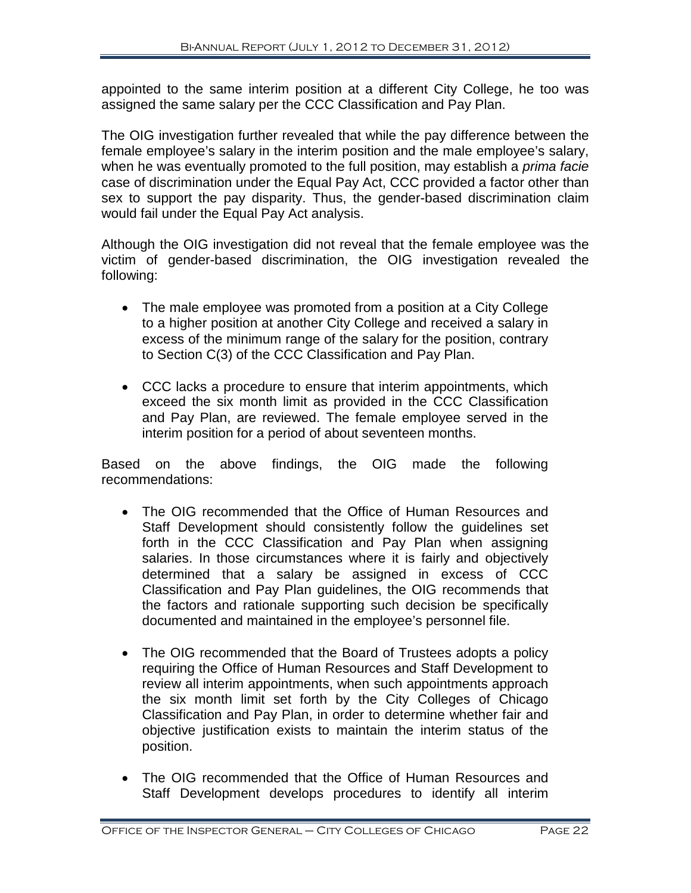appointed to the same interim position at a different City College, he too was assigned the same salary per the CCC Classification and Pay Plan.

The OIG investigation further revealed that while the pay difference between the female employee's salary in the interim position and the male employee's salary, when he was eventually promoted to the full position, may establish a *prima facie* case of discrimination under the Equal Pay Act, CCC provided a factor other than sex to support the pay disparity. Thus, the gender-based discrimination claim would fail under the Equal Pay Act analysis.

Although the OIG investigation did not reveal that the female employee was the victim of gender-based discrimination, the OIG investigation revealed the following:

- The male employee was promoted from a position at a City College to a higher position at another City College and received a salary in excess of the minimum range of the salary for the position, contrary to Section C(3) of the CCC Classification and Pay Plan.
- CCC lacks a procedure to ensure that interim appointments, which exceed the six month limit as provided in the CCC Classification and Pay Plan, are reviewed. The female employee served in the interim position for a period of about seventeen months.

Based on the above findings, the OIG made the following recommendations:

- The OIG recommended that the Office of Human Resources and Staff Development should consistently follow the guidelines set forth in the CCC Classification and Pay Plan when assigning salaries. In those circumstances where it is fairly and objectively determined that a salary be assigned in excess of CCC Classification and Pay Plan guidelines, the OIG recommends that the factors and rationale supporting such decision be specifically documented and maintained in the employee's personnel file.
- The OIG recommended that the Board of Trustees adopts a policy requiring the Office of Human Resources and Staff Development to review all interim appointments, when such appointments approach the six month limit set forth by the City Colleges of Chicago Classification and Pay Plan, in order to determine whether fair and objective justification exists to maintain the interim status of the position.
- The OIG recommended that the Office of Human Resources and Staff Development develops procedures to identify all interim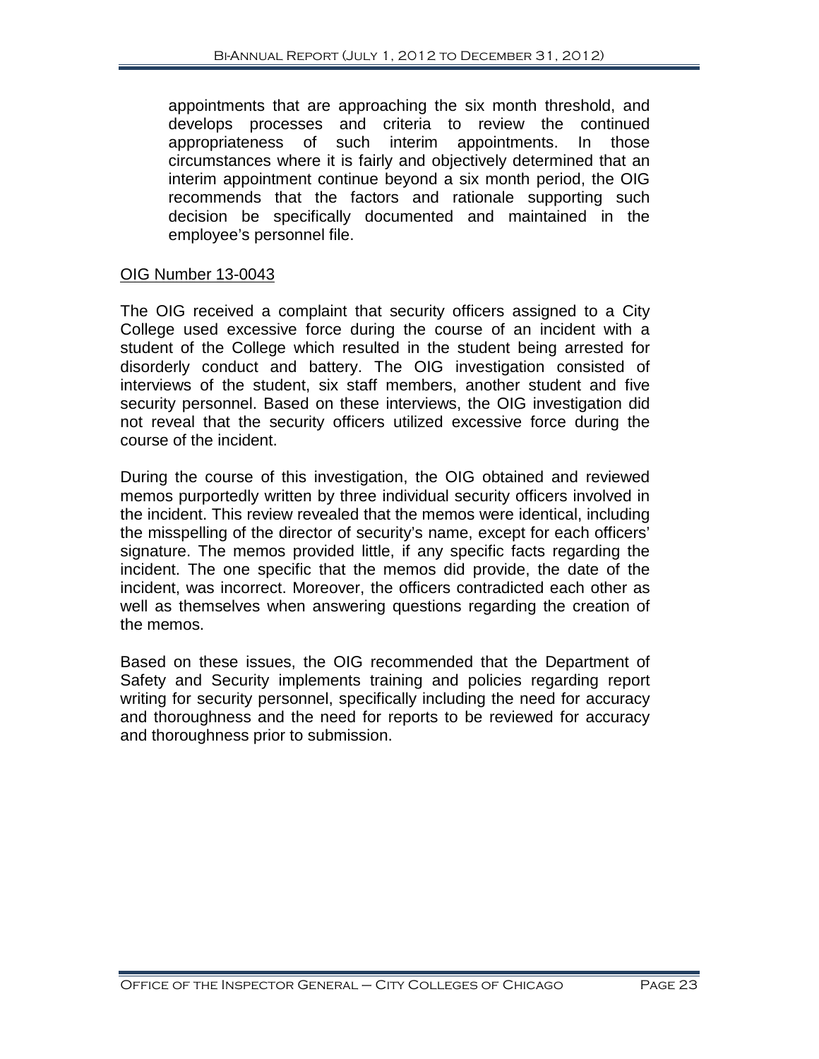appointments that are approaching the six month threshold, and develops processes and criteria to review the continued appropriateness of such interim appointments. In those circumstances where it is fairly and objectively determined that an interim appointment continue beyond a six month period, the OIG recommends that the factors and rationale supporting such decision be specifically documented and maintained in the employee's personnel file.

<u>OIG Number 13-0043</u>

The OIG received a complaint that security officers assigned to a City College used excessive force during the course of an incident with a student of the College which resulted in the student being arrested for disorderly conduct and battery. The OIG investigation consisted of interviews of the student, six staff members, another student and five security personnel. Based on these interviews, the OIG investigation did not reveal that the security officers utilized excessive force during the course of the incident.

During the course of this investigation, the OIG obtained and reviewed memos purportedly written by three individual security officers involved in the incident. This review revealed that the memos were identical, including the misspelling of the director of security's name, except for each officers' signature. The memos provided little, if any specific facts regarding the incident. The one specific that the memos did provide, the date of the incident, was incorrect. Moreover, the officers contradicted each other as well as themselves when answering questions regarding the creation of the memos.

Based on these issues, the OIG recommended that the Department of Safety and Security implements training and policies regarding report writing for security personnel, specifically including the need for accuracy and thoroughness and the need for reports to be reviewed for accuracy and thoroughness prior to submission.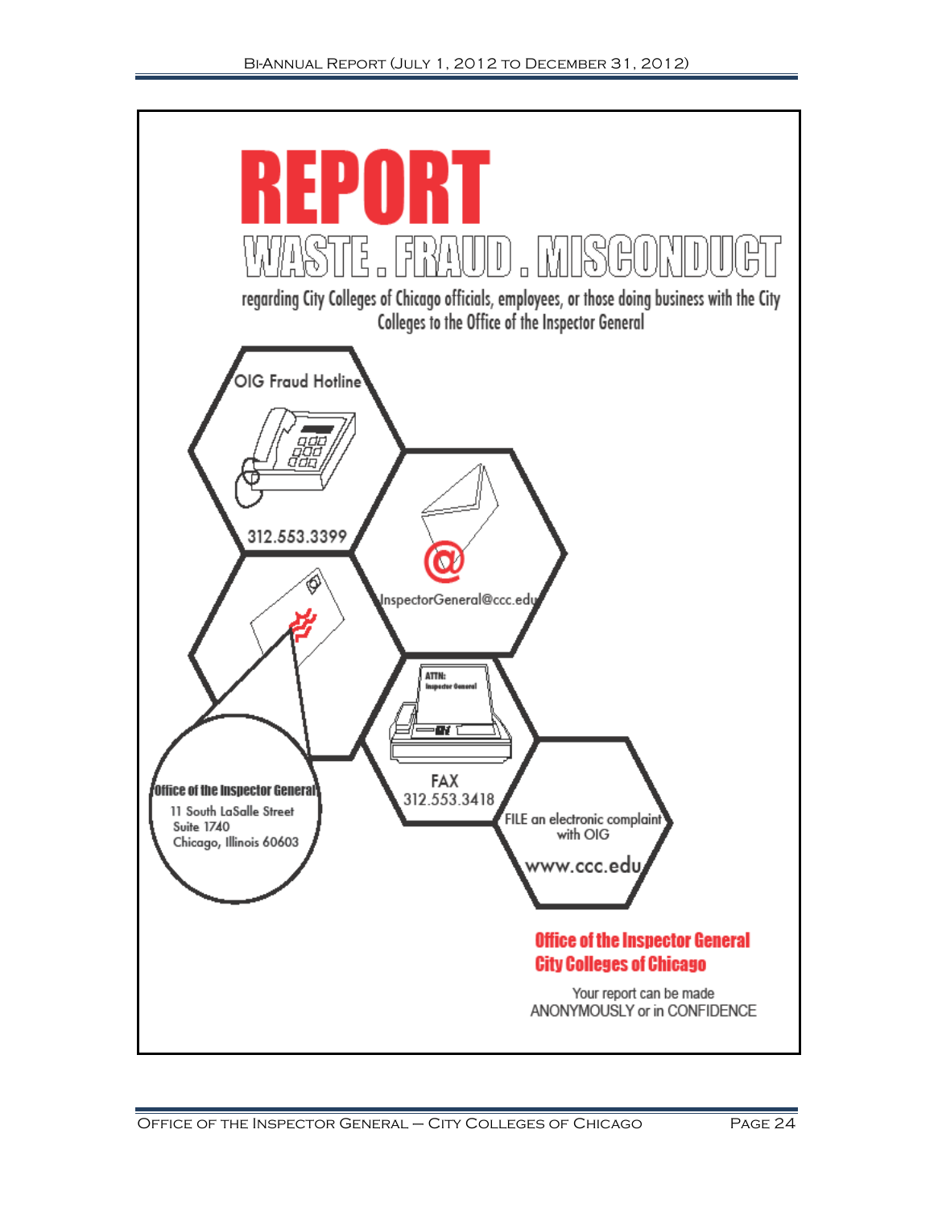# REPORT

## WASTE . FRAUD . MISCONDUCT

regarding City Colleges of Chicago officials, employees, or those doing business with the City Colleges to the Office of the Inspector General

**OIG Fraud Hotline**
312.553.3399

InspectorGeneral@ccc.edu

**Office of the Inspector General**
11 South LaSalle Street
Suite 1740
Chicago, Illinois 60603

FAX
312.553.3418

FILE an electronic complaint with OIG
www.ccc.edu

**Office of the Inspector General**
**City Colleges of Chicago**

Your report can be made ANONYMOUSLY or in CONFIDENCE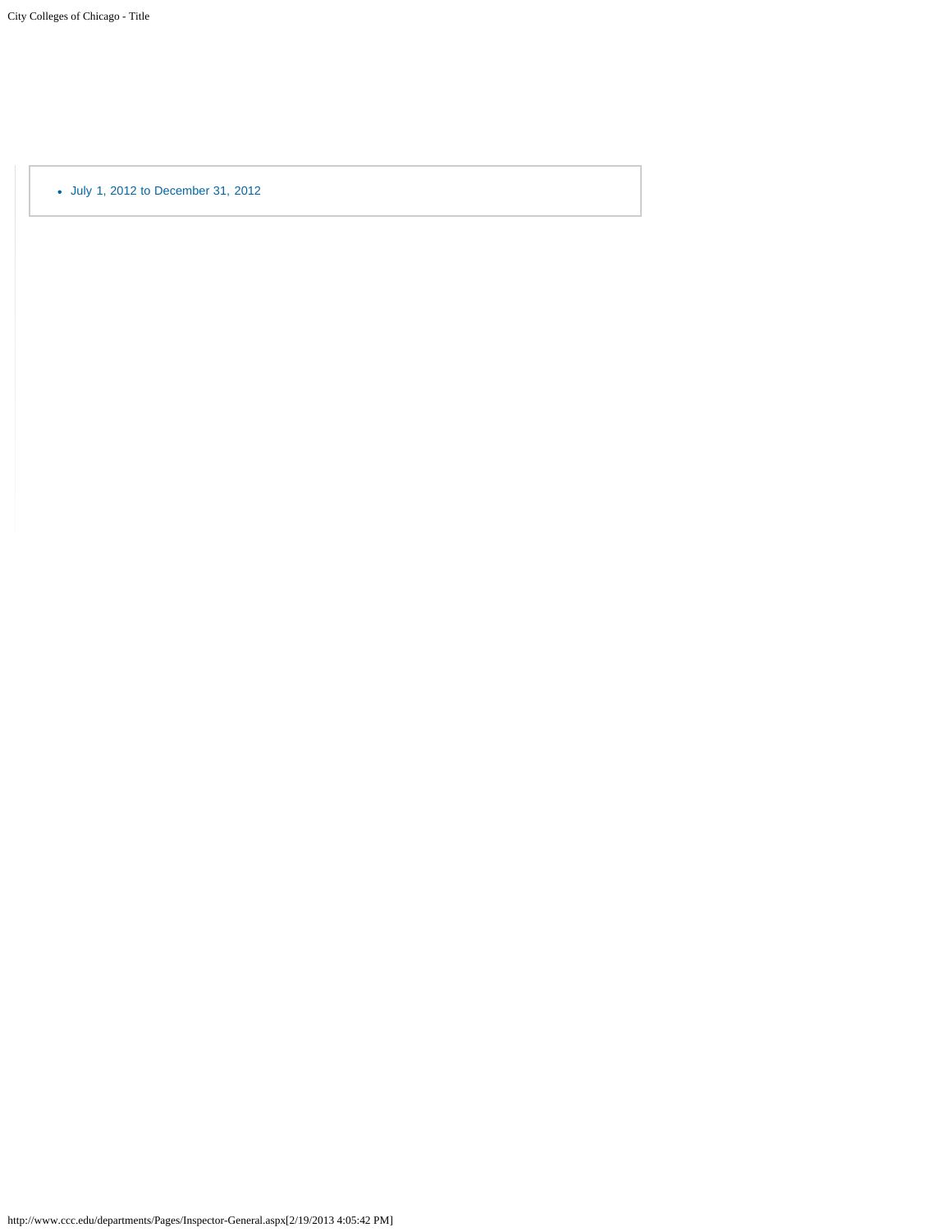- July 1, 2012 to December 31, 2012